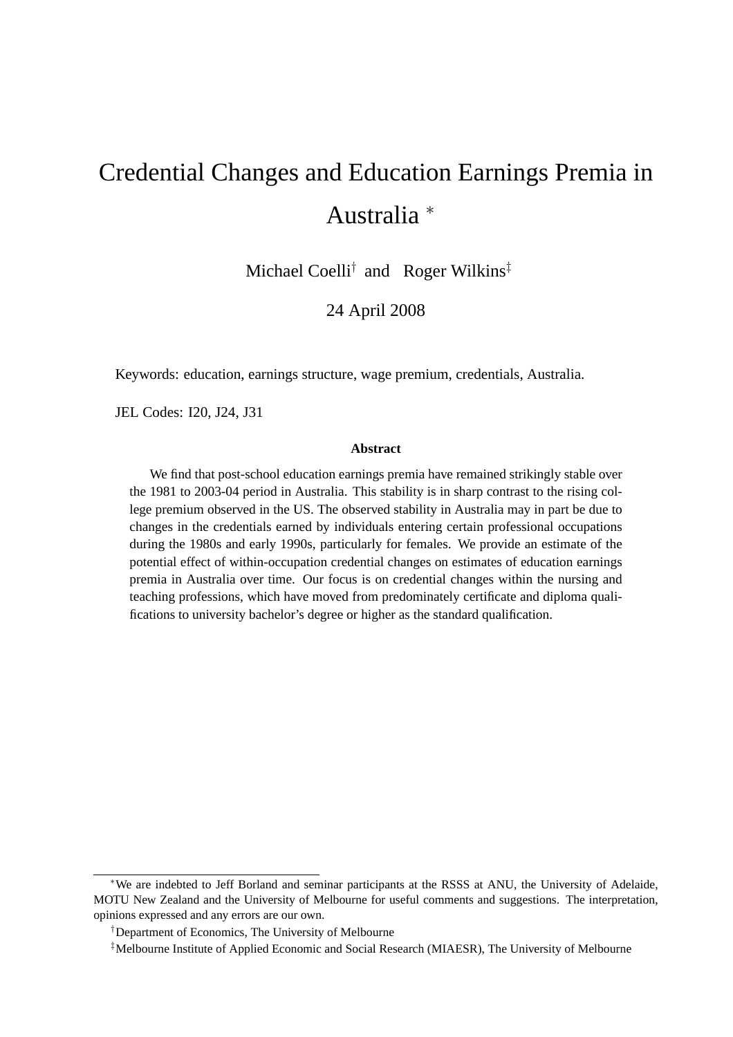# Credential Changes and Education Earnings Premia in Australia [*]

Michael Coelli[†] and Roger Wilkins[‡]

24 April 2008

Keywords: education, earnings structure, wage premium, credentials, Australia.

JEL Codes: I20, J24, J31

**Abstract**

We find that post-school education earnings premia have remained strikingly stable over the 1981 to 2003-04 period in Australia. This stability is in sharp contrast to the rising college premium observed in the US. The observed stability in Australia may in part be due to changes in the credentials earned by individuals entering certain professional occupations during the 1980s and early 1990s, particularly for females. We provide an estimate of the potential effect of within-occupation credential changes on estimates of education earnings premia in Australia over time. Our focus is on credential changes within the nursing and teaching professions, which have moved from predominately certificate and diploma qualifications to university bachelor's degree or higher as the standard qualification.

---

[*] We are indebted to Jeff Borland and seminar participants at the RSSS at ANU, the University of Adelaide, MOTU New Zealand and the University of Melbourne for useful comments and suggestions. The interpretation, opinions expressed and any errors are our own.

[†] Department of Economics, The University of Melbourne

[‡] Melbourne Institute of Applied Economic and Social Research (MIAESR), The University of Melbourne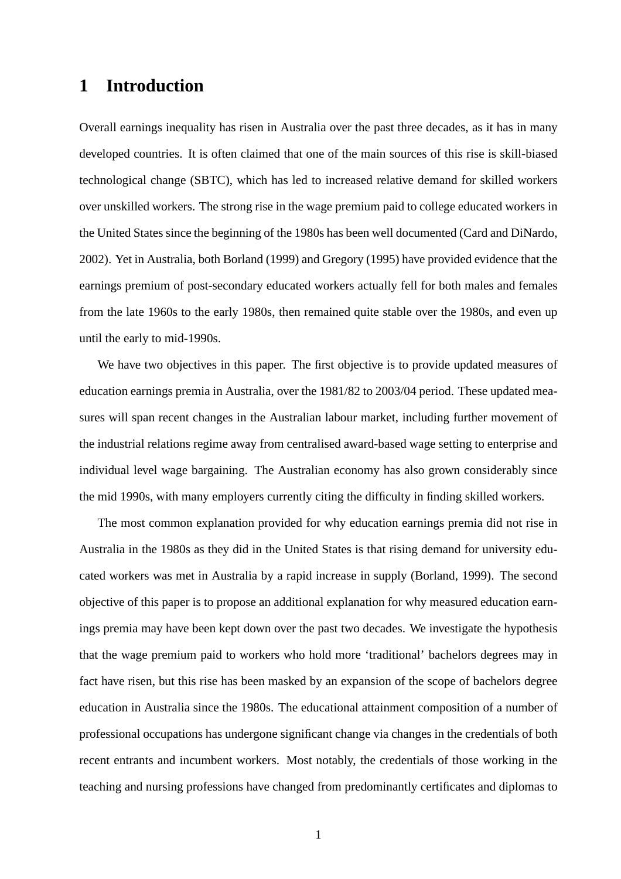# 1 Introduction

Overall earnings inequality has risen in Australia over the past three decades, as it has in many developed countries. It is often claimed that one of the main sources of this rise is skill-biased technological change (SBTC), which has led to increased relative demand for skilled workers over unskilled workers. The strong rise in the wage premium paid to college educated workers in the United States since the beginning of the 1980s has been well documented (Card and DiNardo, 2002). Yet in Australia, both Borland (1999) and Gregory (1995) have provided evidence that the earnings premium of post-secondary educated workers actually fell for both males and females from the late 1960s to the early 1980s, then remained quite stable over the 1980s, and even up until the early to mid-1990s.

We have two objectives in this paper. The first objective is to provide updated measures of education earnings premia in Australia, over the 1981/82 to 2003/04 period. These updated measures will span recent changes in the Australian labour market, including further movement of the industrial relations regime away from centralised award-based wage setting to enterprise and individual level wage bargaining. The Australian economy has also grown considerably since the mid 1990s, with many employers currently citing the difficulty in finding skilled workers.

The most common explanation provided for why education earnings premia did not rise in Australia in the 1980s as they did in the United States is that rising demand for university educated workers was met in Australia by a rapid increase in supply (Borland, 1999). The second objective of this paper is to propose an additional explanation for why measured education earnings premia may have been kept down over the past two decades. We investigate the hypothesis that the wage premium paid to workers who hold more 'traditional' bachelors degrees may in fact have risen, but this rise has been masked by an expansion of the scope of bachelors degree education in Australia since the 1980s. The educational attainment composition of a number of professional occupations has undergone significant change via changes in the credentials of both recent entrants and incumbent workers. Most notably, the credentials of those working in the teaching and nursing professions have changed from predominantly certificates and diplomas to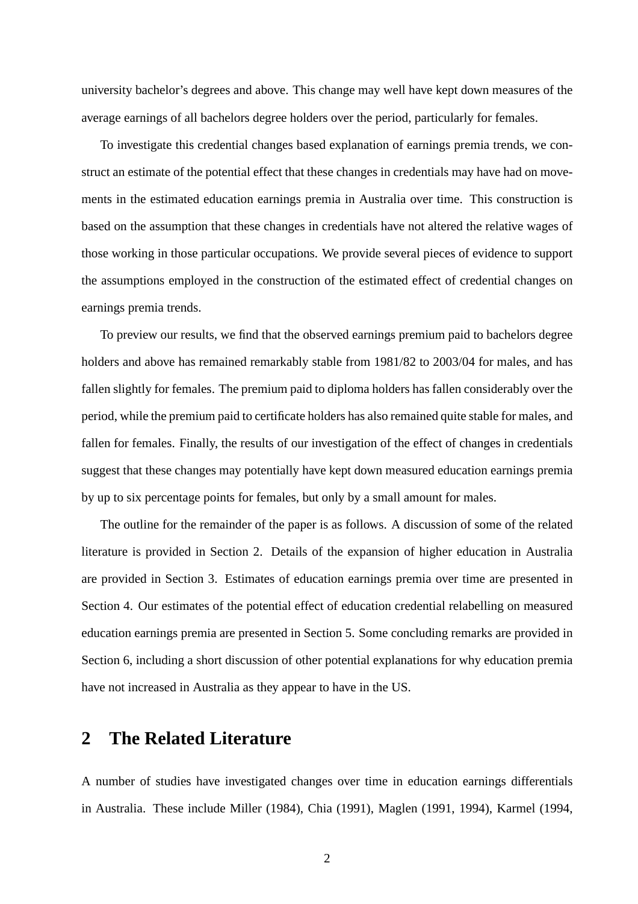university bachelor's degrees and above. This change may well have kept down measures of the average earnings of all bachelors degree holders over the period, particularly for females.

To investigate this credential changes based explanation of earnings premia trends, we construct an estimate of the potential effect that these changes in credentials may have had on movements in the estimated education earnings premia in Australia over time. This construction is based on the assumption that these changes in credentials have not altered the relative wages of those working in those particular occupations. We provide several pieces of evidence to support the assumptions employed in the construction of the estimated effect of credential changes on earnings premia trends.

To preview our results, we find that the observed earnings premium paid to bachelors degree holders and above has remained remarkably stable from 1981/82 to 2003/04 for males, and has fallen slightly for females. The premium paid to diploma holders has fallen considerably over the period, while the premium paid to certificate holders has also remained quite stable for males, and fallen for females. Finally, the results of our investigation of the effect of changes in credentials suggest that these changes may potentially have kept down measured education earnings premia by up to six percentage points for females, but only by a small amount for males.

The outline for the remainder of the paper is as follows. A discussion of some of the related literature is provided in Section 2. Details of the expansion of higher education in Australia are provided in Section 3. Estimates of education earnings premia over time are presented in Section 4. Our estimates of the potential effect of education credential relabelling on measured education earnings premia are presented in Section 5. Some concluding remarks are provided in Section 6, including a short discussion of other potential explanations for why education premia have not increased in Australia as they appear to have in the US.

## 2 The Related Literature

A number of studies have investigated changes over time in education earnings differentials in Australia. These include Miller (1984), Chia (1991), Maglen (1991, 1994), Karmel (1994,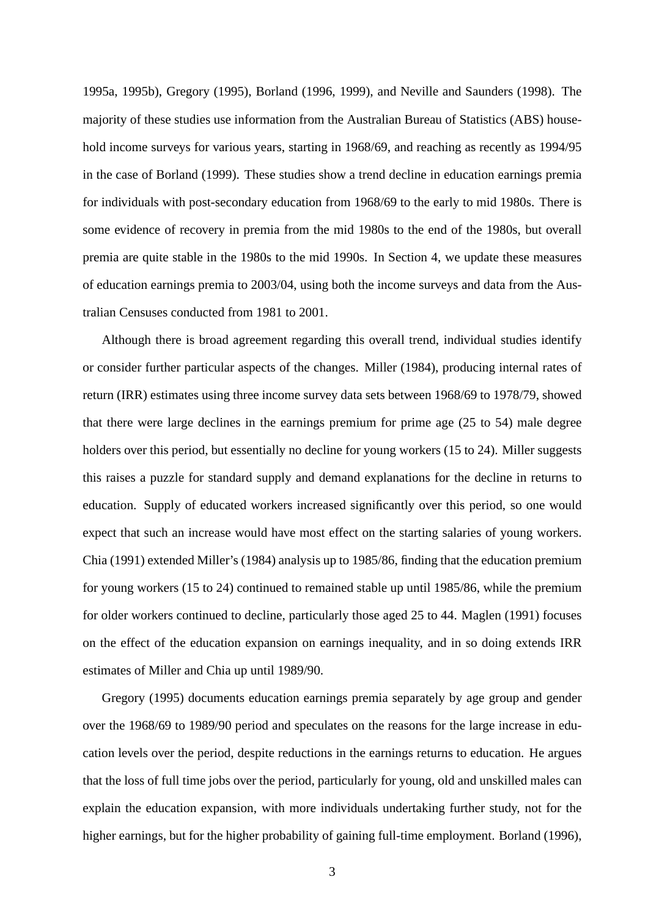1995a, 1995b), Gregory (1995), Borland (1996, 1999), and Neville and Saunders (1998). The majority of these studies use information from the Australian Bureau of Statistics (ABS) household income surveys for various years, starting in 1968/69, and reaching as recently as 1994/95 in the case of Borland (1999). These studies show a trend decline in education earnings premia for individuals with post-secondary education from 1968/69 to the early to mid 1980s. There is some evidence of recovery in premia from the mid 1980s to the end of the 1980s, but overall premia are quite stable in the 1980s to the mid 1990s. In Section 4, we update these measures of education earnings premia to 2003/04, using both the income surveys and data from the Australian Censuses conducted from 1981 to 2001.

Although there is broad agreement regarding this overall trend, individual studies identify or consider further particular aspects of the changes. Miller (1984), producing internal rates of return (IRR) estimates using three income survey data sets between 1968/69 to 1978/79, showed that there were large declines in the earnings premium for prime age (25 to 54) male degree holders over this period, but essentially no decline for young workers (15 to 24). Miller suggests this raises a puzzle for standard supply and demand explanations for the decline in returns to education. Supply of educated workers increased significantly over this period, so one would expect that such an increase would have most effect on the starting salaries of young workers. Chia (1991) extended Miller's (1984) analysis up to 1985/86, finding that the education premium for young workers (15 to 24) continued to remained stable up until 1985/86, while the premium for older workers continued to decline, particularly those aged 25 to 44. Maglen (1991) focuses on the effect of the education expansion on earnings inequality, and in so doing extends IRR estimates of Miller and Chia up until 1989/90.

Gregory (1995) documents education earnings premia separately by age group and gender over the 1968/69 to 1989/90 period and speculates on the reasons for the large increase in education levels over the period, despite reductions in the earnings returns to education. He argues that the loss of full time jobs over the period, particularly for young, old and unskilled males can explain the education expansion, with more individuals undertaking further study, not for the higher earnings, but for the higher probability of gaining full-time employment. Borland (1996),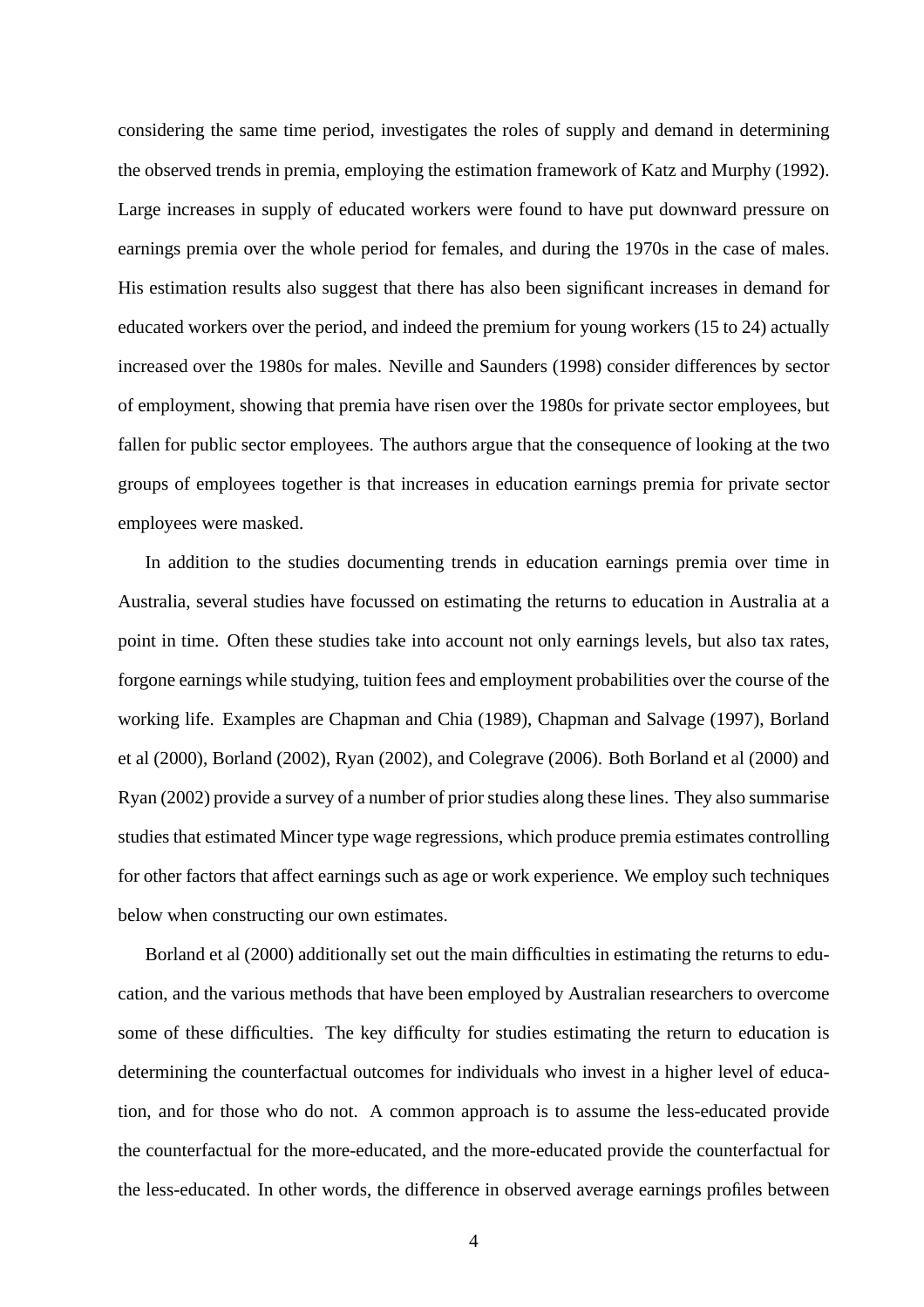considering the same time period, investigates the roles of supply and demand in determining the observed trends in premia, employing the estimation framework of Katz and Murphy (1992). Large increases in supply of educated workers were found to have put downward pressure on earnings premia over the whole period for females, and during the 1970s in the case of males. His estimation results also suggest that there has also been significant increases in demand for educated workers over the period, and indeed the premium for young workers (15 to 24) actually increased over the 1980s for males. Neville and Saunders (1998) consider differences by sector of employment, showing that premia have risen over the 1980s for private sector employees, but fallen for public sector employees. The authors argue that the consequence of looking at the two groups of employees together is that increases in education earnings premia for private sector employees were masked.

In addition to the studies documenting trends in education earnings premia over time in Australia, several studies have focussed on estimating the returns to education in Australia at a point in time. Often these studies take into account not only earnings levels, but also tax rates, forgone earnings while studying, tuition fees and employment probabilities over the course of the working life. Examples are Chapman and Chia (1989), Chapman and Salvage (1997), Borland et al (2000), Borland (2002), Ryan (2002), and Colegrave (2006). Both Borland et al (2000) and Ryan (2002) provide a survey of a number of prior studies along these lines. They also summarise studies that estimated Mincer type wage regressions, which produce premia estimates controlling for other factors that affect earnings such as age or work experience. We employ such techniques below when constructing our own estimates.

Borland et al (2000) additionally set out the main difficulties in estimating the returns to education, and the various methods that have been employed by Australian researchers to overcome some of these difficulties. The key difficulty for studies estimating the return to education is determining the counterfactual outcomes for individuals who invest in a higher level of education, and for those who do not. A common approach is to assume the less-educated provide the counterfactual for the more-educated, and the more-educated provide the counterfactual for the less-educated. In other words, the difference in observed average earnings profiles between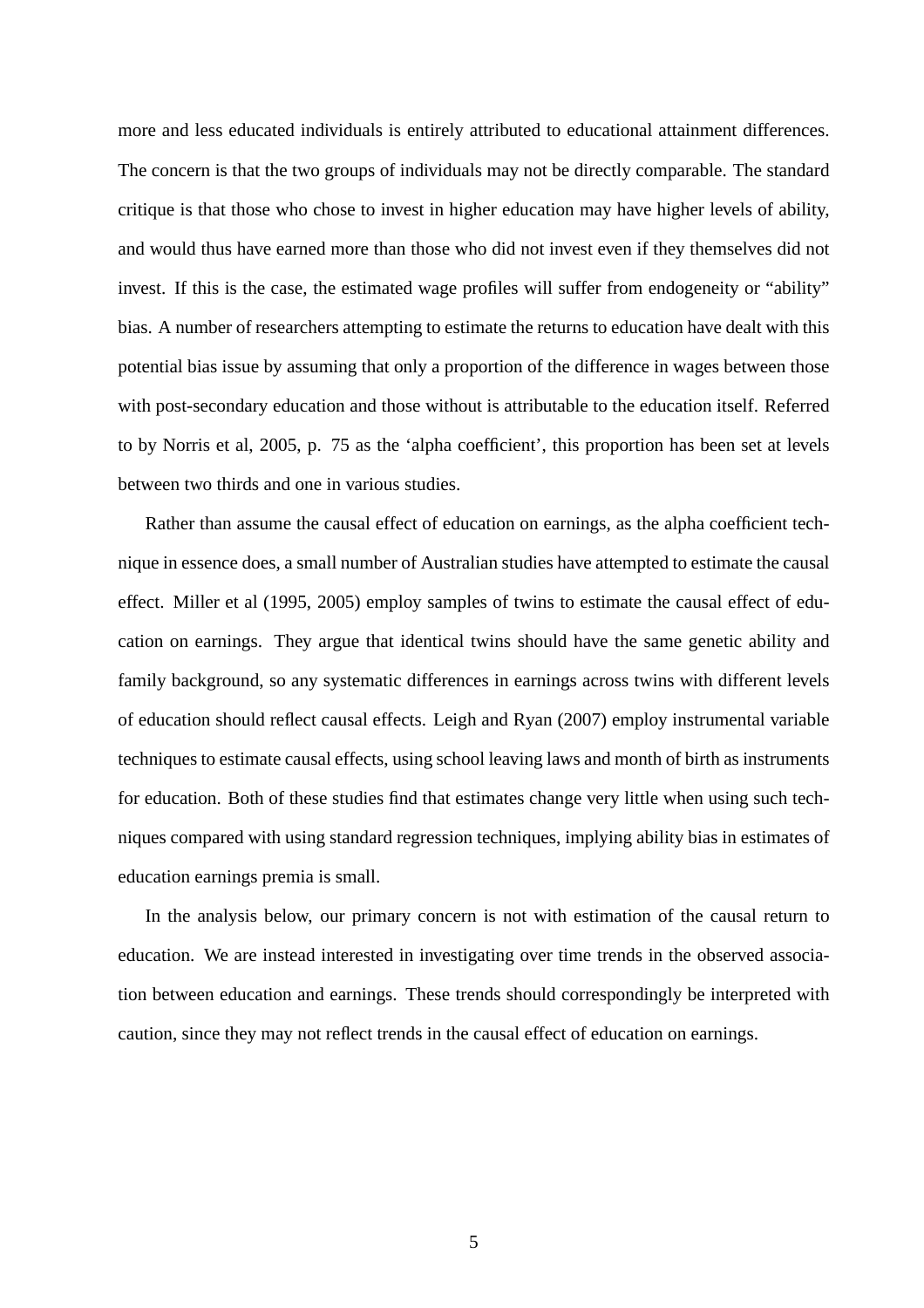more and less educated individuals is entirely attributed to educational attainment differences. The concern is that the two groups of individuals may not be directly comparable. The standard critique is that those who chose to invest in higher education may have higher levels of ability, and would thus have earned more than those who did not invest even if they themselves did not invest. If this is the case, the estimated wage profiles will suffer from endogeneity or "ability" bias. A number of researchers attempting to estimate the returns to education have dealt with this potential bias issue by assuming that only a proportion of the difference in wages between those with post-secondary education and those without is attributable to the education itself. Referred to by Norris et al, 2005, p. 75 as the 'alpha coefficient', this proportion has been set at levels between two thirds and one in various studies.

Rather than assume the causal effect of education on earnings, as the alpha coefficient technique in essence does, a small number of Australian studies have attempted to estimate the causal effect. Miller et al (1995, 2005) employ samples of twins to estimate the causal effect of education on earnings. They argue that identical twins should have the same genetic ability and family background, so any systematic differences in earnings across twins with different levels of education should reflect causal effects. Leigh and Ryan (2007) employ instrumental variable techniques to estimate causal effects, using school leaving laws and month of birth as instruments for education. Both of these studies find that estimates change very little when using such techniques compared with using standard regression techniques, implying ability bias in estimates of education earnings premia is small.

In the analysis below, our primary concern is not with estimation of the causal return to education. We are instead interested in investigating over time trends in the observed association between education and earnings. These trends should correspondingly be interpreted with caution, since they may not reflect trends in the causal effect of education on earnings.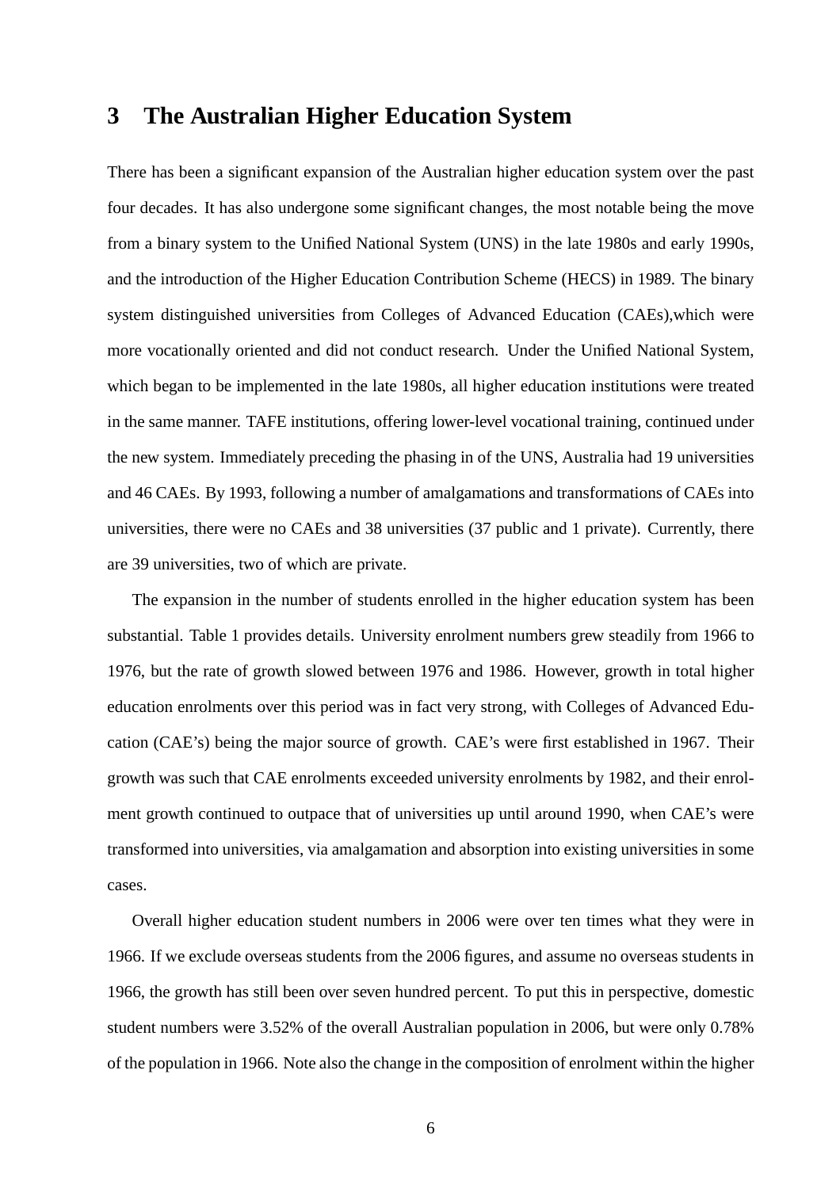## 3 The Australian Higher Education System

There has been a significant expansion of the Australian higher education system over the past four decades. It has also undergone some significant changes, the most notable being the move from a binary system to the Unified National System (UNS) in the late 1980s and early 1990s, and the introduction of the Higher Education Contribution Scheme (HECS) in 1989. The binary system distinguished universities from Colleges of Advanced Education (CAEs),which were more vocationally oriented and did not conduct research. Under the Unified National System, which began to be implemented in the late 1980s, all higher education institutions were treated in the same manner. TAFE institutions, offering lower-level vocational training, continued under the new system. Immediately preceding the phasing in of the UNS, Australia had 19 universities and 46 CAEs. By 1993, following a number of amalgamations and transformations of CAEs into universities, there were no CAEs and 38 universities (37 public and 1 private). Currently, there are 39 universities, two of which are private.

The expansion in the number of students enrolled in the higher education system has been substantial. Table 1 provides details. University enrolment numbers grew steadily from 1966 to 1976, but the rate of growth slowed between 1976 and 1986. However, growth in total higher education enrolments over this period was in fact very strong, with Colleges of Advanced Education (CAE's) being the major source of growth. CAE's were first established in 1967. Their growth was such that CAE enrolments exceeded university enrolments by 1982, and their enrolment growth continued to outpace that of universities up until around 1990, when CAE's were transformed into universities, via amalgamation and absorption into existing universities in some cases.

Overall higher education student numbers in 2006 were over ten times what they were in 1966. If we exclude overseas students from the 2006 figures, and assume no overseas students in 1966, the growth has still been over seven hundred percent. To put this in perspective, domestic student numbers were 3.52% of the overall Australian population in 2006, but were only 0.78% of the population in 1966. Note also the change in the composition of enrolment within the higher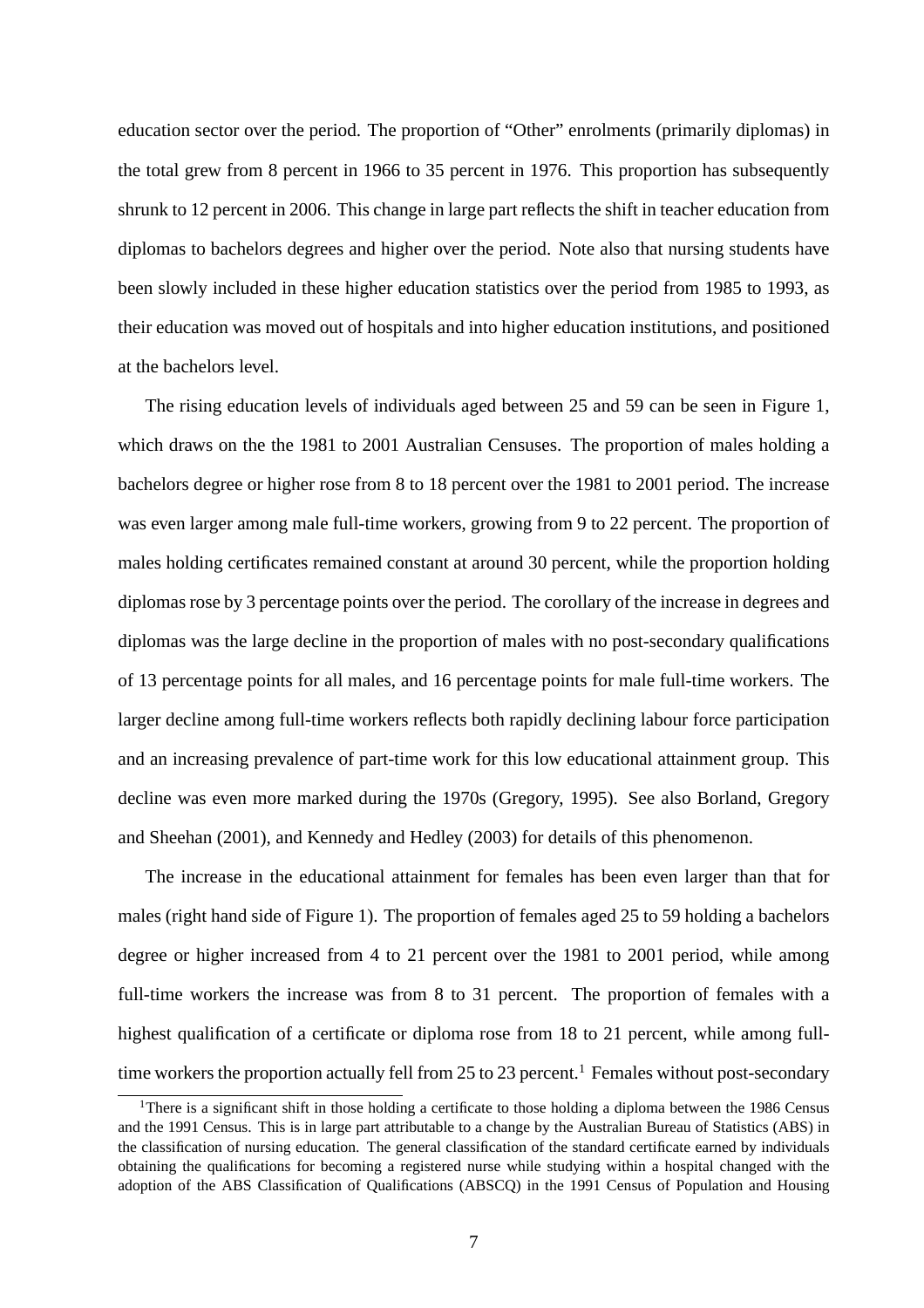education sector over the period. The proportion of "Other" enrolments (primarily diplomas) in the total grew from 8 percent in 1966 to 35 percent in 1976. This proportion has subsequently shrunk to 12 percent in 2006. This change in large part reflects the shift in teacher education from diplomas to bachelors degrees and higher over the period. Note also that nursing students have been slowly included in these higher education statistics over the period from 1985 to 1993, as their education was moved out of hospitals and into higher education institutions, and positioned at the bachelors level.

The rising education levels of individuals aged between 25 and 59 can be seen in Figure 1, which draws on the the 1981 to 2001 Australian Censuses. The proportion of males holding a bachelors degree or higher rose from 8 to 18 percent over the 1981 to 2001 period. The increase was even larger among male full-time workers, growing from 9 to 22 percent. The proportion of males holding certificates remained constant at around 30 percent, while the proportion holding diplomas rose by 3 percentage points over the period. The corollary of the increase in degrees and diplomas was the large decline in the proportion of males with no post-secondary qualifications of 13 percentage points for all males, and 16 percentage points for male full-time workers. The larger decline among full-time workers reflects both rapidly declining labour force participation and an increasing prevalence of part-time work for this low educational attainment group. This decline was even more marked during the 1970s (Gregory, 1995). See also Borland, Gregory and Sheehan (2001), and Kennedy and Hedley (2003) for details of this phenomenon.

The increase in the educational attainment for females has been even larger than that for males (right hand side of Figure 1). The proportion of females aged 25 to 59 holding a bachelors degree or higher increased from 4 to 21 percent over the 1981 to 2001 period, while among full-time workers the increase was from 8 to 31 percent. The proportion of females with a highest qualification of a certificate or diploma rose from 18 to 21 percent, while among full-time workers the proportion actually fell from 25 to 23 percent.[1] Females without post-secondary

[1] There is a significant shift in those holding a certificate to those holding a diploma between the 1986 Census and the 1991 Census. This is in large part attributable to a change by the Australian Bureau of Statistics (ABS) in the classification of nursing education. The general classification of the standard certificate earned by individuals obtaining the qualifications for becoming a registered nurse while studying within a hospital changed with the adoption of the ABS Classification of Qualifications (ABSCQ) in the 1991 Census of Population and Housing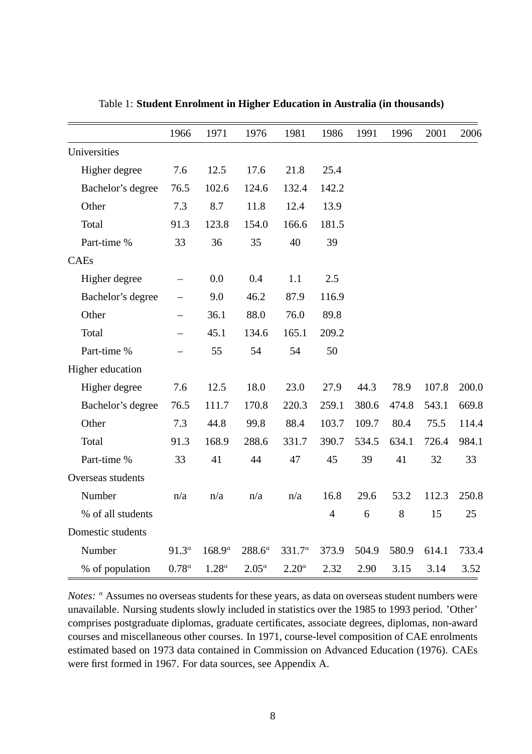Table 1: **Student Enrolment in Higher Education in Australia (in thousands)**

| | 1966 | 1971 | 1976 | 1981 | 1986 | 1991 | 1996 | 2001 | 2006 |
|---|---|---|---|---|---|---|---|---|---|
| Universities | | | | | | | | | |
| Higher degree | 7.6 | 12.5 | 17.6 | 21.8 | 25.4 | | | | |
| Bachelor's degree | 76.5 | 102.6 | 124.6 | 132.4 | 142.2 | | | | |
| Other | 7.3 | 8.7 | 11.8 | 12.4 | 13.9 | | | | |
| Total | 91.3 | 123.8 | 154.0 | 166.6 | 181.5 | | | | |
| Part-time % | 33 | 36 | 35 | 40 | 39 | | | | |
| CAEs | | | | | | | | | |
| Higher degree | – | 0.0 | 0.4 | 1.1 | 2.5 | | | | |
| Bachelor's degree | – | 9.0 | 46.2 | 87.9 | 116.9 | | | | |
| Other | – | 36.1 | 88.0 | 76.0 | 89.8 | | | | |
| Total | – | 45.1 | 134.6 | 165.1 | 209.2 | | | | |
| Part-time % | – | 55 | 54 | 54 | 50 | | | | |
| Higher education | | | | | | | | | |
| Higher degree | 7.6 | 12.5 | 18.0 | 23.0 | 27.9 | 44.3 | 78.9 | 107.8 | 200.0 |
| Bachelor's degree | 76.5 | 111.7 | 170.8 | 220.3 | 259.1 | 380.6 | 474.8 | 543.1 | 669.8 |
| Other | 7.3 | 44.8 | 99.8 | 88.4 | 103.7 | 109.7 | 80.4 | 75.5 | 114.4 |
| Total | 91.3 | 168.9 | 288.6 | 331.7 | 390.7 | 534.5 | 634.1 | 726.4 | 984.1 |
| Part-time % | 33 | 41 | 44 | 47 | 45 | 39 | 41 | 32 | 33 |
| Overseas students | | | | | | | | | |
| Number | n/a | n/a | n/a | n/a | 16.8 | 29.6 | 53.2 | 112.3 | 250.8 |
| % of all students | | | | | 4 | 6 | 8 | 15 | 25 |
| Domestic students | | | | | | | | | |
| Number | 91.3[a] | 168.9[a] | 288.6[a] | 331.7[a] | 373.9 | 504.9 | 580.9 | 614.1 | 733.4 |
| % of population | 0.78[a] | 1.28[a] | 2.05[a] | 2.20[a] | 2.32 | 2.90 | 3.15 | 3.14 | 3.52 |

*Notes:* [a] Assumes no overseas students for these years, as data on overseas student numbers were unavailable. Nursing students slowly included in statistics over the 1985 to 1993 period. 'Other' comprises postgraduate diplomas, graduate certificates, associate degrees, diplomas, non-award courses and miscellaneous other courses. In 1971, course-level composition of CAE enrolments estimated based on 1973 data contained in Commission on Advanced Education (1976). CAEs were first formed in 1967. For data sources, see Appendix A.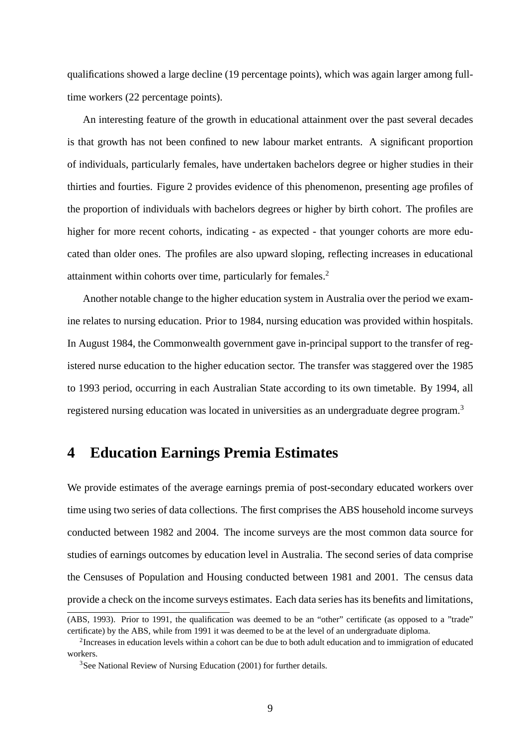qualifications showed a large decline (19 percentage points), which was again larger among full-time workers (22 percentage points).

An interesting feature of the growth in educational attainment over the past several decades is that growth has not been confined to new labour market entrants. A significant proportion of individuals, particularly females, have undertaken bachelors degree or higher studies in their thirties and fourties. Figure 2 provides evidence of this phenomenon, presenting age profiles of the proportion of individuals with bachelors degrees or higher by birth cohort. The profiles are higher for more recent cohorts, indicating - as expected - that younger cohorts are more educated than older ones. The profiles are also upward sloping, reflecting increases in educational attainment within cohorts over time, particularly for females.[2]

Another notable change to the higher education system in Australia over the period we examine relates to nursing education. Prior to 1984, nursing education was provided within hospitals. In August 1984, the Commonwealth government gave in-principal support to the transfer of registered nurse education to the higher education sector. The transfer was staggered over the 1985 to 1993 period, occurring in each Australian State according to its own timetable. By 1994, all registered nursing education was located in universities as an undergraduate degree program.[3]

# 4 Education Earnings Premia Estimates

We provide estimates of the average earnings premia of post-secondary educated workers over time using two series of data collections. The first comprises the ABS household income surveys conducted between 1982 and 2004. The income surveys are the most common data source for studies of earnings outcomes by education level in Australia. The second series of data comprise the Censuses of Population and Housing conducted between 1981 and 2001. The census data provide a check on the income surveys estimates. Each data series has its benefits and limitations,

---

(ABS, 1993). Prior to 1991, the qualification was deemed to be an "other" certificate (as opposed to a "trade" certificate) by the ABS, while from 1991 it was deemed to be at the level of an undergraduate diploma.

[2] Increases in education levels within a cohort can be due to both adult education and to immigration of educated workers.

[3] See National Review of Nursing Education (2001) for further details.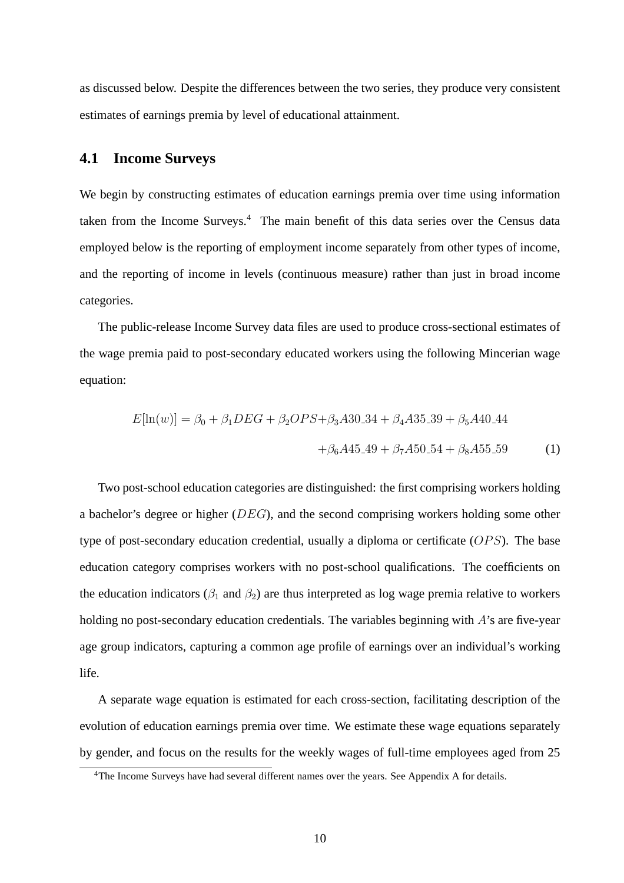as discussed below. Despite the differences between the two series, they produce very consistent estimates of earnings premia by level of educational attainment.

## 4.1 Income Surveys

We begin by constructing estimates of education earnings premia over time using information taken from the Income Surveys.[4] The main benefit of this data series over the Census data employed below is the reporting of employment income separately from other types of income, and the reporting of income in levels (continuous measure) rather than just in broad income categories.

The public-release Income Survey data files are used to produce cross-sectional estimates of the wage premia paid to post-secondary educated workers using the following Mincerian wage equation:

$$
\begin{aligned}
E[\ln(w)] = \beta_0 + \beta_1 DEG + \beta_2 OPS + \beta_3 A30\_34 + \beta_4 A35\_39 + \beta_5 A40\_44 \\
+ \beta_6 A45\_49 + \beta_7 A50\_54 + \beta_8 A55\_59 \qquad (1)
\end{aligned}
$$

Two post-school education categories are distinguished: the first comprising workers holding a bachelor's degree or higher ($DEG$), and the second comprising workers holding some other type of post-secondary education credential, usually a diploma or certificate ($OPS$). The base education category comprises workers with no post-school qualifications. The coefficients on the education indicators ($\beta_1$ and $\beta_2$) are thus interpreted as log wage premia relative to workers holding no post-secondary education credentials. The variables beginning with $A$'s are five-year age group indicators, capturing a common age profile of earnings over an individual's working life.

A separate wage equation is estimated for each cross-section, facilitating description of the evolution of education earnings premia over time. We estimate these wage equations separately by gender, and focus on the results for the weekly wages of full-time employees aged from 25

[4] The Income Surveys have had several different names over the years. See Appendix A for details.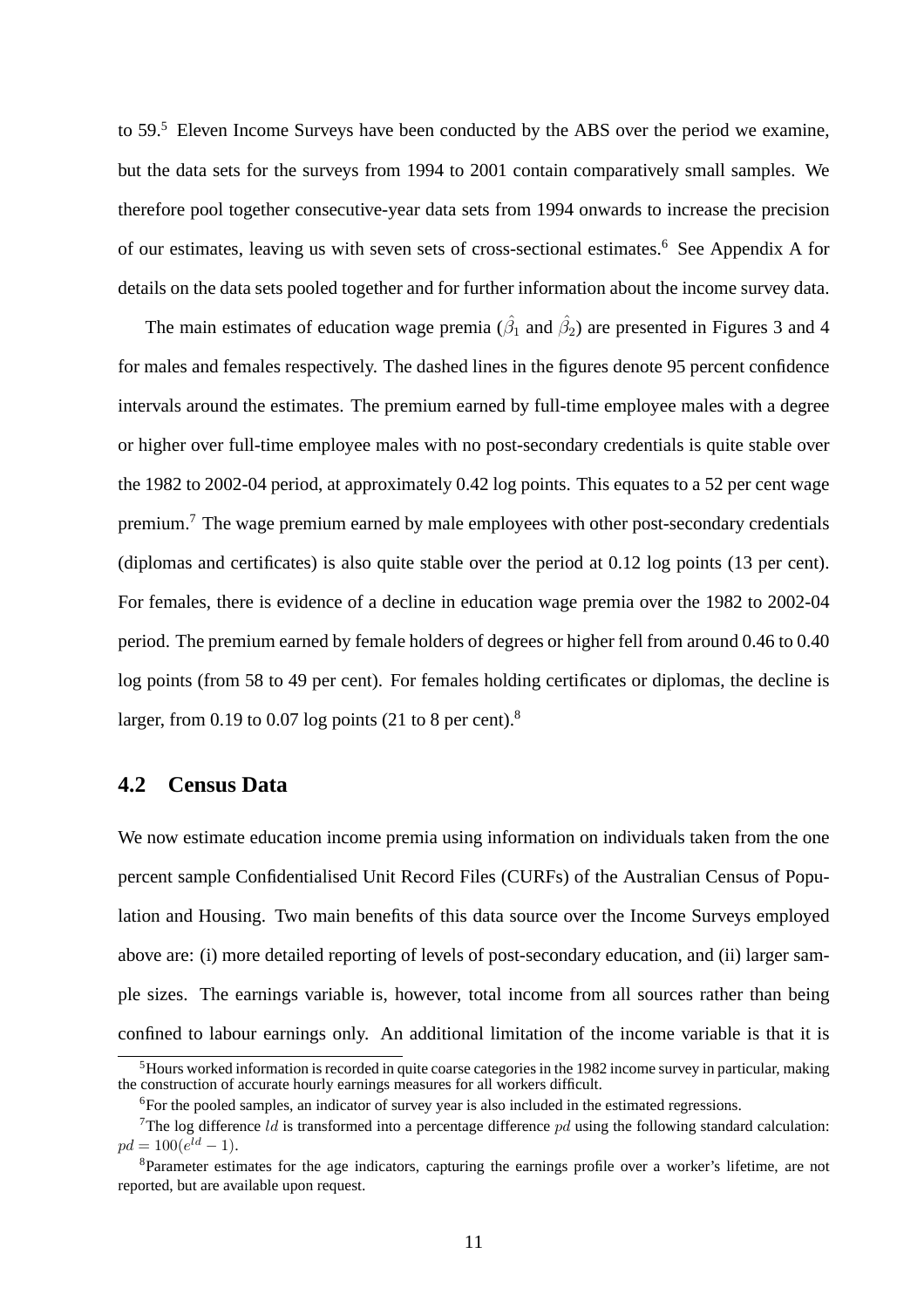to 59.[5] Eleven Income Surveys have been conducted by the ABS over the period we examine, but the data sets for the surveys from 1994 to 2001 contain comparatively small samples. We therefore pool together consecutive-year data sets from 1994 onwards to increase the precision of our estimates, leaving us with seven sets of cross-sectional estimates.[6] See Appendix A for details on the data sets pooled together and for further information about the income survey data.

The main estimates of education wage premia ($\hat{\beta}_1$ and $\hat{\beta}_2$) are presented in Figures 3 and 4 for males and females respectively. The dashed lines in the figures denote 95 percent confidence intervals around the estimates. The premium earned by full-time employee males with a degree or higher over full-time employee males with no post-secondary credentials is quite stable over the 1982 to 2002-04 period, at approximately 0.42 log points. This equates to a 52 per cent wage premium.[7] The wage premium earned by male employees with other post-secondary credentials (diplomas and certificates) is also quite stable over the period at 0.12 log points (13 per cent). For females, there is evidence of a decline in education wage premia over the 1982 to 2002-04 period. The premium earned by female holders of degrees or higher fell from around 0.46 to 0.40 log points (from 58 to 49 per cent). For females holding certificates or diplomas, the decline is larger, from 0.19 to 0.07 log points (21 to 8 per cent).[8]

## 4.2 Census Data

We now estimate education income premia using information on individuals taken from the one percent sample Confidentialised Unit Record Files (CURFs) of the Australian Census of Population and Housing. Two main benefits of this data source over the Income Surveys employed above are: (i) more detailed reporting of levels of post-secondary education, and (ii) larger sample sizes. The earnings variable is, however, total income from all sources rather than being confined to labour earnings only. An additional limitation of the income variable is that it is

[5] Hours worked information is recorded in quite coarse categories in the 1982 income survey in particular, making the construction of accurate hourly earnings measures for all workers difficult.

[6] For the pooled samples, an indicator of survey year is also included in the estimated regressions.

[7] The log difference $ld$ is transformed into a percentage difference $pd$ using the following standard calculation: $pd = 100(e^{ld} - 1)$.

[8] Parameter estimates for the age indicators, capturing the earnings profile over a worker's lifetime, are not reported, but are available upon request.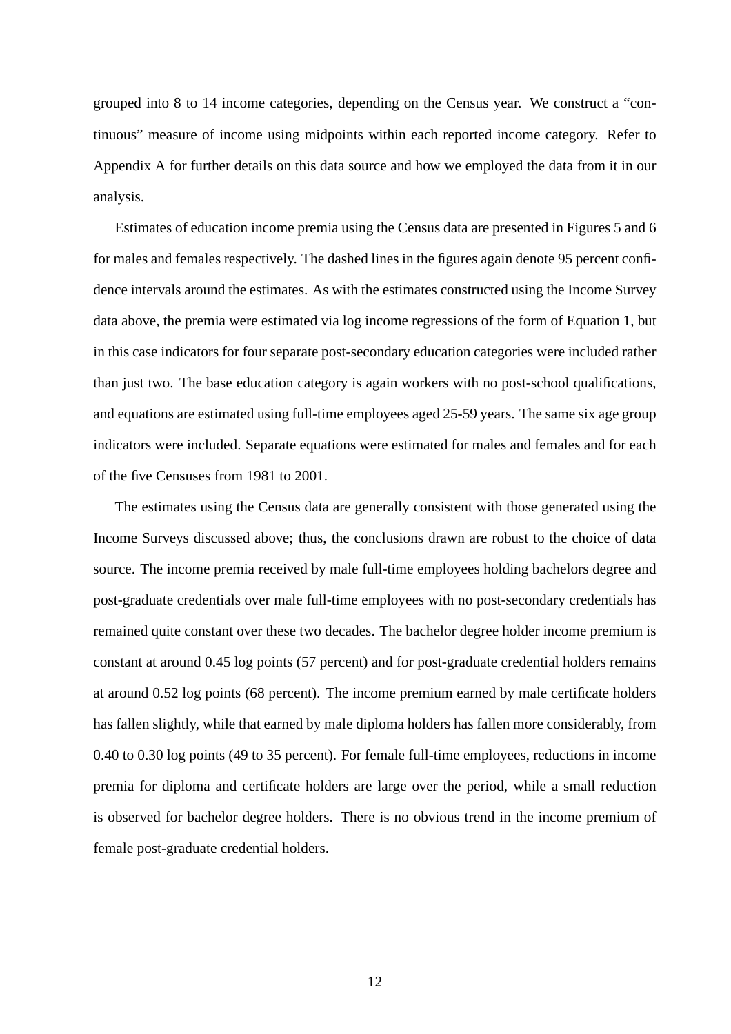grouped into 8 to 14 income categories, depending on the Census year. We construct a "continuous" measure of income using midpoints within each reported income category. Refer to Appendix A for further details on this data source and how we employed the data from it in our analysis.

Estimates of education income premia using the Census data are presented in Figures 5 and 6 for males and females respectively. The dashed lines in the figures again denote 95 percent confidence intervals around the estimates. As with the estimates constructed using the Income Survey data above, the premia were estimated via log income regressions of the form of Equation 1, but in this case indicators for four separate post-secondary education categories were included rather than just two. The base education category is again workers with no post-school qualifications, and equations are estimated using full-time employees aged 25-59 years. The same six age group indicators were included. Separate equations were estimated for males and females and for each of the five Censuses from 1981 to 2001.

The estimates using the Census data are generally consistent with those generated using the Income Surveys discussed above; thus, the conclusions drawn are robust to the choice of data source. The income premia received by male full-time employees holding bachelors degree and post-graduate credentials over male full-time employees with no post-secondary credentials has remained quite constant over these two decades. The bachelor degree holder income premium is constant at around 0.45 log points (57 percent) and for post-graduate credential holders remains at around 0.52 log points (68 percent). The income premium earned by male certificate holders has fallen slightly, while that earned by male diploma holders has fallen more considerably, from 0.40 to 0.30 log points (49 to 35 percent). For female full-time employees, reductions in income premia for diploma and certificate holders are large over the period, while a small reduction is observed for bachelor degree holders. There is no obvious trend in the income premium of female post-graduate credential holders.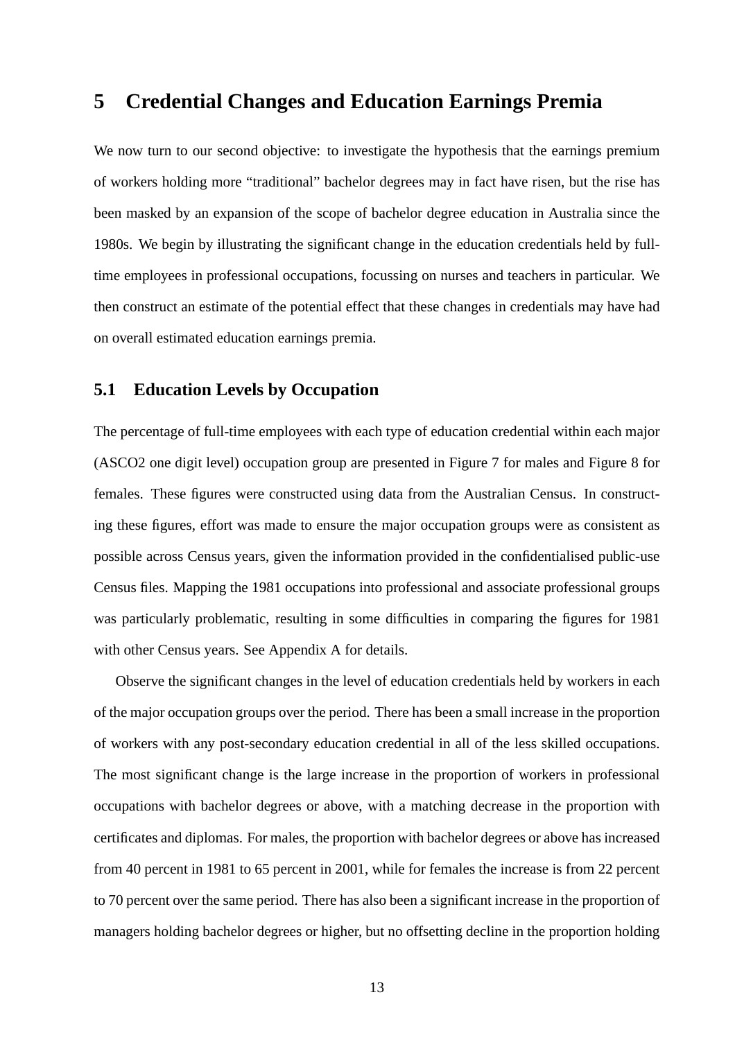# 5 Credential Changes and Education Earnings Premia

We now turn to our second objective: to investigate the hypothesis that the earnings premium of workers holding more "traditional" bachelor degrees may in fact have risen, but the rise has been masked by an expansion of the scope of bachelor degree education in Australia since the 1980s. We begin by illustrating the significant change in the education credentials held by full-time employees in professional occupations, focussing on nurses and teachers in particular. We then construct an estimate of the potential effect that these changes in credentials may have had on overall estimated education earnings premia.

## 5.1 Education Levels by Occupation

The percentage of full-time employees with each type of education credential within each major (ASCO2 one digit level) occupation group are presented in Figure 7 for males and Figure 8 for females. These figures were constructed using data from the Australian Census. In constructing these figures, effort was made to ensure the major occupation groups were as consistent as possible across Census years, given the information provided in the confidentialised public-use Census files. Mapping the 1981 occupations into professional and associate professional groups was particularly problematic, resulting in some difficulties in comparing the figures for 1981 with other Census years. See Appendix A for details.

Observe the significant changes in the level of education credentials held by workers in each of the major occupation groups over the period. There has been a small increase in the proportion of workers with any post-secondary education credential in all of the less skilled occupations. The most significant change is the large increase in the proportion of workers in professional occupations with bachelor degrees or above, with a matching decrease in the proportion with certificates and diplomas. For males, the proportion with bachelor degrees or above has increased from 40 percent in 1981 to 65 percent in 2001, while for females the increase is from 22 percent to 70 percent over the same period. There has also been a significant increase in the proportion of managers holding bachelor degrees or higher, but no offsetting decline in the proportion holding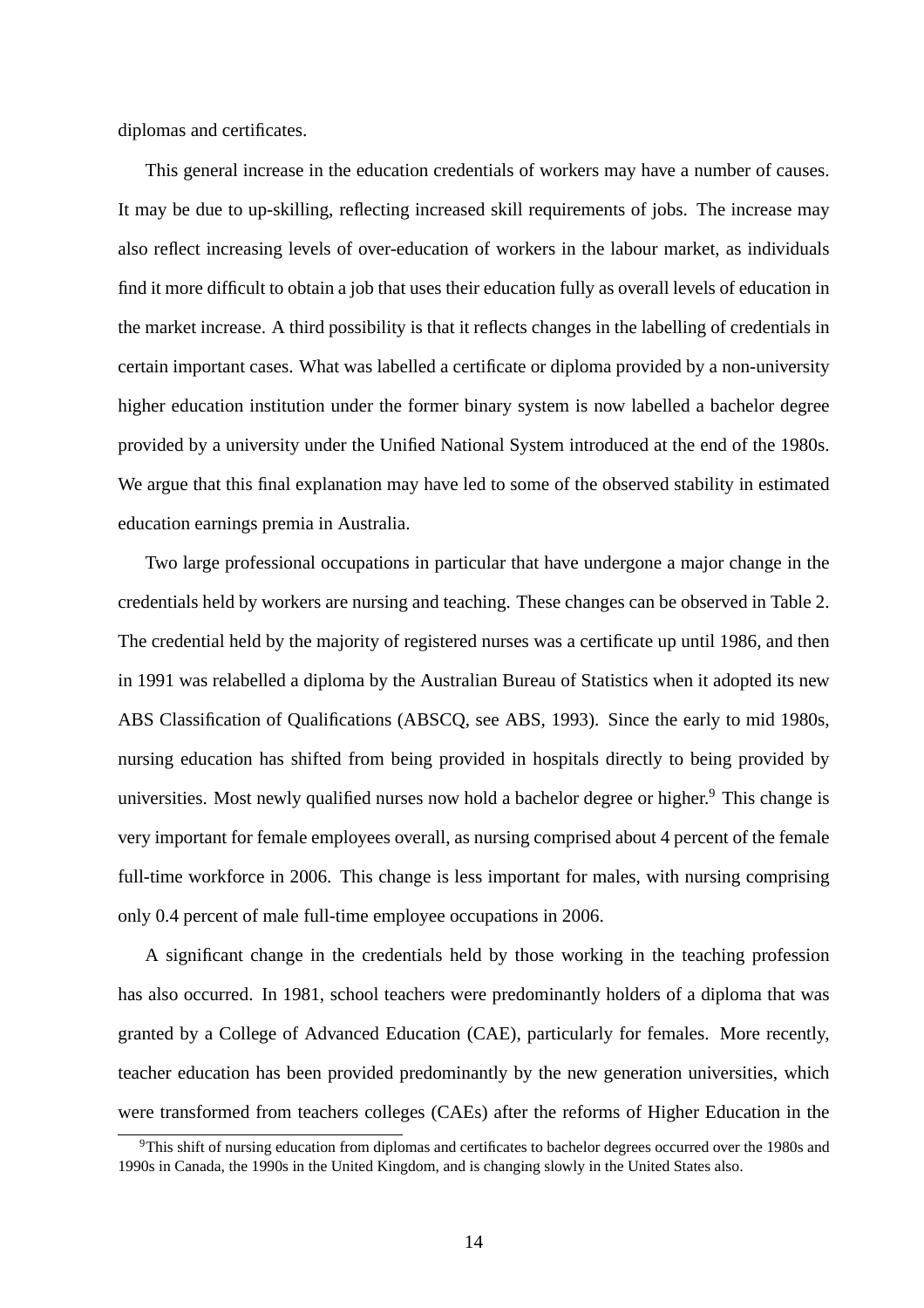diplomas and certificates.

This general increase in the education credentials of workers may have a number of causes. It may be due to up-skilling, reflecting increased skill requirements of jobs. The increase may also reflect increasing levels of over-education of workers in the labour market, as individuals find it more difficult to obtain a job that uses their education fully as overall levels of education in the market increase. A third possibility is that it reflects changes in the labelling of credentials in certain important cases. What was labelled a certificate or diploma provided by a non-university higher education institution under the former binary system is now labelled a bachelor degree provided by a university under the Unified National System introduced at the end of the 1980s. We argue that this final explanation may have led to some of the observed stability in estimated education earnings premia in Australia.

Two large professional occupations in particular that have undergone a major change in the credentials held by workers are nursing and teaching. These changes can be observed in Table 2. The credential held by the majority of registered nurses was a certificate up until 1986, and then in 1991 was relabelled a diploma by the Australian Bureau of Statistics when it adopted its new ABS Classification of Qualifications (ABSCQ, see ABS, 1993). Since the early to mid 1980s, nursing education has shifted from being provided in hospitals directly to being provided by universities. Most newly qualified nurses now hold a bachelor degree or higher.[9] This change is very important for female employees overall, as nursing comprised about 4 percent of the female full-time workforce in 2006. This change is less important for males, with nursing comprising only 0.4 percent of male full-time employee occupations in 2006.

A significant change in the credentials held by those working in the teaching profession has also occurred. In 1981, school teachers were predominantly holders of a diploma that was granted by a College of Advanced Education (CAE), particularly for females. More recently, teacher education has been provided predominantly by the new generation universities, which were transformed from teachers colleges (CAEs) after the reforms of Higher Education in the

[9] This shift of nursing education from diplomas and certificates to bachelor degrees occurred over the 1980s and 1990s in Canada, the 1990s in the United Kingdom, and is changing slowly in the United States also.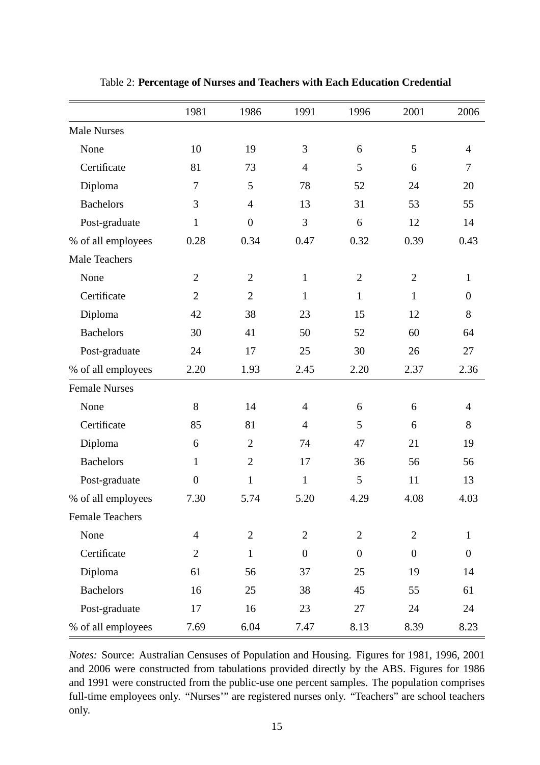Table 2: **Percentage of Nurses and Teachers with Each Education Credential**

| | 1981 | 1986 | 1991 | 1996 | 2001 | 2006 |
|---|---|---|---|---|---|---|
| Male Nurses | | | | | | |
| None | 10 | 19 | 3 | 6 | 5 | 4 |
| Certificate | 81 | 73 | 4 | 5 | 6 | 7 |
| Diploma | 7 | 5 | 78 | 52 | 24 | 20 |
| Bachelors | 3 | 4 | 13 | 31 | 53 | 55 |
| Post-graduate | 1 | 0 | 3 | 6 | 12 | 14 |
| % of all employees | 0.28 | 0.34 | 0.47 | 0.32 | 0.39 | 0.43 |
| Male Teachers | | | | | | |
| None | 2 | 2 | 1 | 2 | 2 | 1 |
| Certificate | 2 | 2 | 1 | 1 | 1 | 0 |
| Diploma | 42 | 38 | 23 | 15 | 12 | 8 |
| Bachelors | 30 | 41 | 50 | 52 | 60 | 64 |
| Post-graduate | 24 | 17 | 25 | 30 | 26 | 27 |
| % of all employees | 2.20 | 1.93 | 2.45 | 2.20 | 2.37 | 2.36 |
| Female Nurses | | | | | | |
| None | 8 | 14 | 4 | 6 | 6 | 4 |
| Certificate | 85 | 81 | 4 | 5 | 6 | 8 |
| Diploma | 6 | 2 | 74 | 47 | 21 | 19 |
| Bachelors | 1 | 2 | 17 | 36 | 56 | 56 |
| Post-graduate | 0 | 1 | 1 | 5 | 11 | 13 |
| % of all employees | 7.30 | 5.74 | 5.20 | 4.29 | 4.08 | 4.03 |
| Female Teachers | | | | | | |
| None | 4 | 2 | 2 | 2 | 2 | 1 |
| Certificate | 2 | 1 | 0 | 0 | 0 | 0 |
| Diploma | 61 | 56 | 37 | 25 | 19 | 14 |
| Bachelors | 16 | 25 | 38 | 45 | 55 | 61 |
| Post-graduate | 17 | 16 | 23 | 27 | 24 | 24 |
| % of all employees | 7.69 | 6.04 | 7.47 | 8.13 | 8.39 | 8.23 |

*Notes:* Source: Australian Censuses of Population and Housing. Figures for 1981, 1996, 2001 and 2006 were constructed from tabulations provided directly by the ABS. Figures for 1986 and 1991 were constructed from the public-use one percent samples. The population comprises full-time employees only. "Nurses'" are registered nurses only. "Teachers" are school teachers only.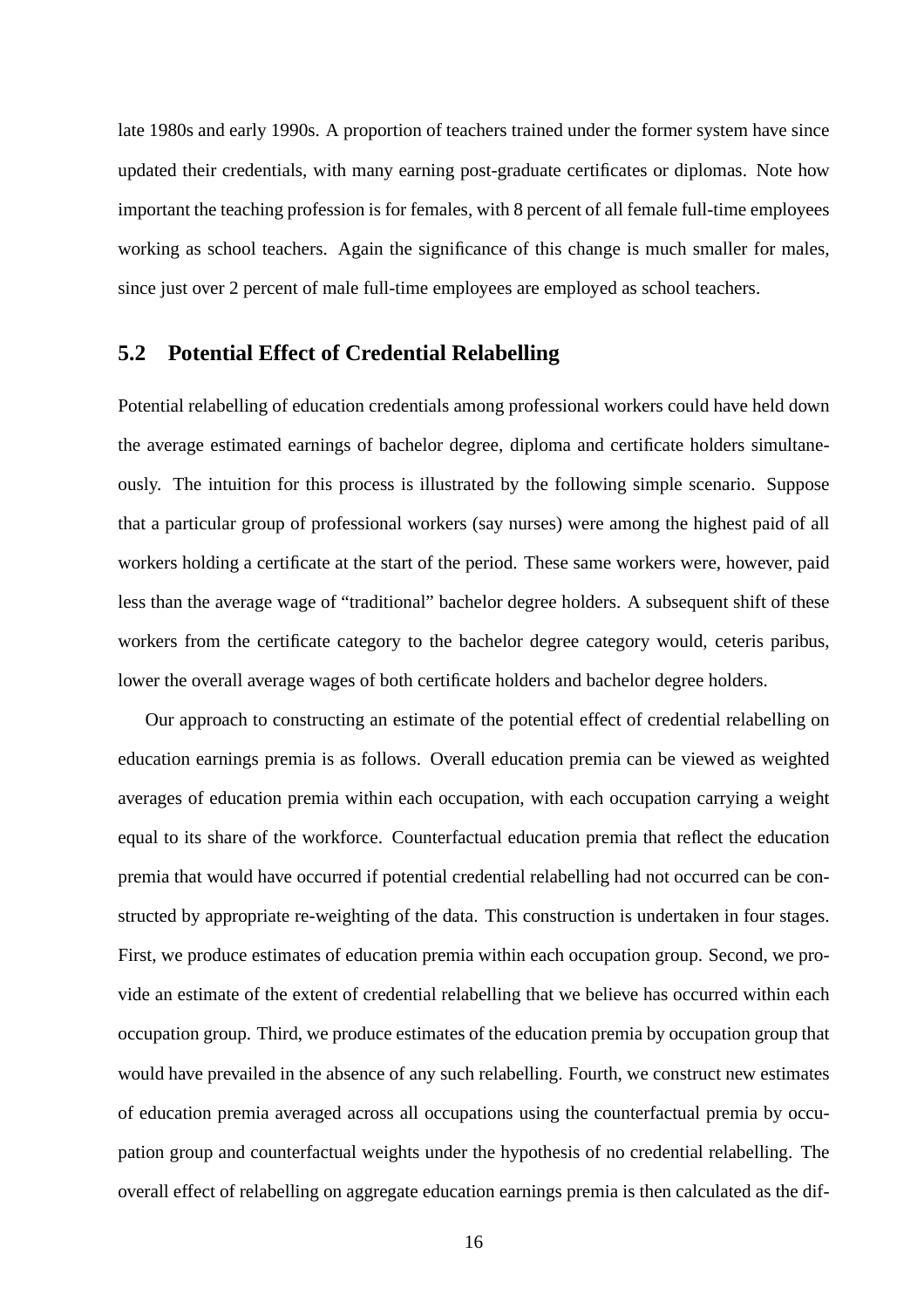late 1980s and early 1990s. A proportion of teachers trained under the former system have since updated their credentials, with many earning post-graduate certificates or diplomas. Note how important the teaching profession is for females, with 8 percent of all female full-time employees working as school teachers. Again the significance of this change is much smaller for males, since just over 2 percent of male full-time employees are employed as school teachers.

## 5.2 Potential Effect of Credential Relabelling

Potential relabelling of education credentials among professional workers could have held down the average estimated earnings of bachelor degree, diploma and certificate holders simultaneously. The intuition for this process is illustrated by the following simple scenario. Suppose that a particular group of professional workers (say nurses) were among the highest paid of all workers holding a certificate at the start of the period. These same workers were, however, paid less than the average wage of "traditional" bachelor degree holders. A subsequent shift of these workers from the certificate category to the bachelor degree category would, ceteris paribus, lower the overall average wages of both certificate holders and bachelor degree holders.

Our approach to constructing an estimate of the potential effect of credential relabelling on education earnings premia is as follows. Overall education premia can be viewed as weighted averages of education premia within each occupation, with each occupation carrying a weight equal to its share of the workforce. Counterfactual education premia that reflect the education premia that would have occurred if potential credential relabelling had not occurred can be constructed by appropriate re-weighting of the data. This construction is undertaken in four stages. First, we produce estimates of education premia within each occupation group. Second, we provide an estimate of the extent of credential relabelling that we believe has occurred within each occupation group. Third, we produce estimates of the education premia by occupation group that would have prevailed in the absence of any such relabelling. Fourth, we construct new estimates of education premia averaged across all occupations using the counterfactual premia by occupation group and counterfactual weights under the hypothesis of no credential relabelling. The overall effect of relabelling on aggregate education earnings premia is then calculated as the dif-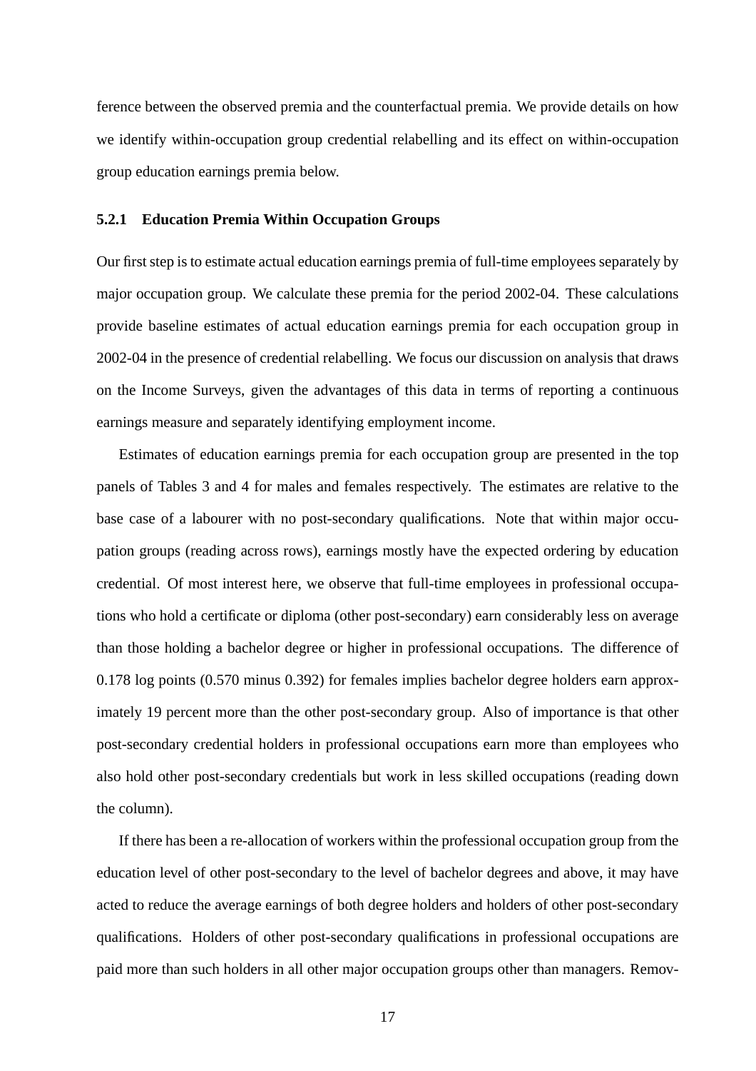ference between the observed premia and the counterfactual premia. We provide details on how we identify within-occupation group credential relabelling and its effect on within-occupation group education earnings premia below.

### 5.2.1 Education Premia Within Occupation Groups

Our first step is to estimate actual education earnings premia of full-time employees separately by major occupation group. We calculate these premia for the period 2002-04. These calculations provide baseline estimates of actual education earnings premia for each occupation group in 2002-04 in the presence of credential relabelling. We focus our discussion on analysis that draws on the Income Surveys, given the advantages of this data in terms of reporting a continuous earnings measure and separately identifying employment income.

Estimates of education earnings premia for each occupation group are presented in the top panels of Tables 3 and 4 for males and females respectively. The estimates are relative to the base case of a labourer with no post-secondary qualifications. Note that within major occupation groups (reading across rows), earnings mostly have the expected ordering by education credential. Of most interest here, we observe that full-time employees in professional occupations who hold a certificate or diploma (other post-secondary) earn considerably less on average than those holding a bachelor degree or higher in professional occupations. The difference of 0.178 log points (0.570 minus 0.392) for females implies bachelor degree holders earn approximately 19 percent more than the other post-secondary group. Also of importance is that other post-secondary credential holders in professional occupations earn more than employees who also hold other post-secondary credentials but work in less skilled occupations (reading down the column).

If there has been a re-allocation of workers within the professional occupation group from the education level of other post-secondary to the level of bachelor degrees and above, it may have acted to reduce the average earnings of both degree holders and holders of other post-secondary qualifications. Holders of other post-secondary qualifications in professional occupations are paid more than such holders in all other major occupation groups other than managers. Remov-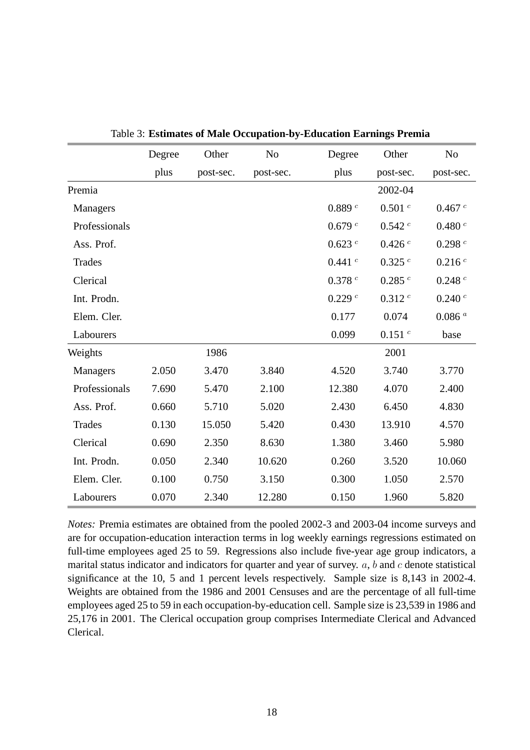Table 3: **Estimates of Male Occupation-by-Education Earnings Premia**

| | Degree plus | Other post-sec. | No post-sec. | Degree plus | Other post-sec. | No post-sec. |
|---|---|---|---|---|---|---|
| Premia | | | | | 2002-04 | |
| Managers | | | | 0.889 [c] | 0.501 [c] | 0.467 [c] |
| Professionals | | | | 0.679 [c] | 0.542 [c] | 0.480 [c] |
| Ass. Prof. | | | | 0.623 [c] | 0.426 [c] | 0.298 [c] |
| Trades | | | | 0.441 [c] | 0.325 [c] | 0.216 [c] |
| Clerical | | | | 0.378 [c] | 0.285 [c] | 0.248 [c] |
| Int. Prodn. | | | | 0.229 [c] | 0.312 [c] | 0.240 [c] |
| Elem. Cler. | | | | 0.177 | 0.074 | 0.086 [a] |
| Labourers | | | | 0.099 | 0.151 [c] | base |
| Weights | | 1986 | | | 2001 | |
| Managers | 2.050 | 3.470 | 3.840 | 4.520 | 3.740 | 3.770 |
| Professionals | 7.690 | 5.470 | 2.100 | 12.380 | 4.070 | 2.400 |
| Ass. Prof. | 0.660 | 5.710 | 5.020 | 2.430 | 6.450 | 4.830 |
| Trades | 0.130 | 15.050 | 5.420 | 0.430 | 13.910 | 4.570 |
| Clerical | 0.690 | 2.350 | 8.630 | 1.380 | 3.460 | 5.980 |
| Int. Prodn. | 0.050 | 2.340 | 10.620 | 0.260 | 3.520 | 10.060 |
| Elem. Cler. | 0.100 | 0.750 | 3.150 | 0.300 | 1.050 | 2.570 |
| Labourers | 0.070 | 2.340 | 12.280 | 0.150 | 1.960 | 5.820 |

*Notes:* Premia estimates are obtained from the pooled 2002-3 and 2003-04 income surveys and are for occupation-education interaction terms in log weekly earnings regressions estimated on full-time employees aged 25 to 59. Regressions also include five-year age group indicators, a marital status indicator and indicators for quarter and year of survey. $a$, $b$ and $c$ denote statistical significance at the 10, 5 and 1 percent levels respectively. Sample size is 8,143 in 2002-4. Weights are obtained from the 1986 and 2001 Censuses and are the percentage of all full-time employees aged 25 to 59 in each occupation-by-education cell. Sample size is 23,539 in 1986 and 25,176 in 2001. The Clerical occupation group comprises Intermediate Clerical and Advanced Clerical.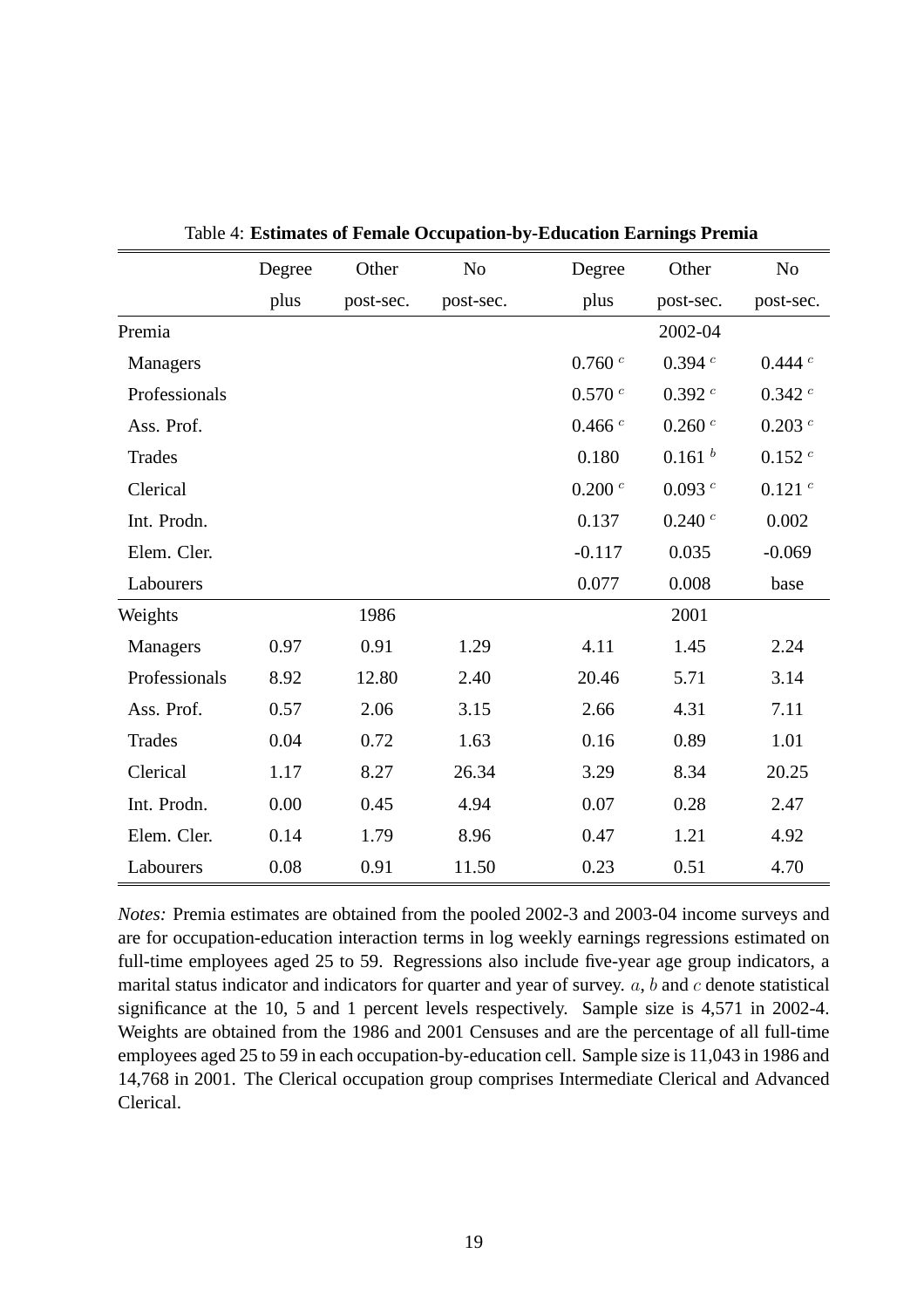Table 4: **Estimates of Female Occupation-by-Education Earnings Premia**

| | Degree plus | Other post-sec. | No post-sec. | Degree plus | Other post-sec. | No post-sec. |
|---|---|---|---|---|---|---|
| Premia | | | | | 2002-04 | |
| Managers | | | | 0.760 $^c$ | 0.394 $^c$ | 0.444 $^c$ |
| Professionals | | | | 0.570 $^c$ | 0.392 $^c$ | 0.342 $^c$ |
| Ass. Prof. | | | | 0.466 $^c$ | 0.260 $^c$ | 0.203 $^c$ |
| Trades | | | | 0.180 | 0.161 $^b$ | 0.152 $^c$ |
| Clerical | | | | 0.200 $^c$ | 0.093 $^c$ | 0.121 $^c$ |
| Int. Prodn. | | | | 0.137 | 0.240 $^c$ | 0.002 |
| Elem. Cler. | | | | -0.117 | 0.035 | -0.069 |
| Labourers | | | | 0.077 | 0.008 | base |
| Weights | | 1986 | | | 2001 | |
| Managers | 0.97 | 0.91 | 1.29 | 4.11 | 1.45 | 2.24 |
| Professionals | 8.92 | 12.80 | 2.40 | 20.46 | 5.71 | 3.14 |
| Ass. Prof. | 0.57 | 2.06 | 3.15 | 2.66 | 4.31 | 7.11 |
| Trades | 0.04 | 0.72 | 1.63 | 0.16 | 0.89 | 1.01 |
| Clerical | 1.17 | 8.27 | 26.34 | 3.29 | 8.34 | 20.25 |
| Int. Prodn. | 0.00 | 0.45 | 4.94 | 0.07 | 0.28 | 2.47 |
| Elem. Cler. | 0.14 | 1.79 | 8.96 | 0.47 | 1.21 | 4.92 |
| Labourers | 0.08 | 0.91 | 11.50 | 0.23 | 0.51 | 4.70 |

*Notes:* Premia estimates are obtained from the pooled 2002-3 and 2003-04 income surveys and are for occupation-education interaction terms in log weekly earnings regressions estimated on full-time employees aged 25 to 59. Regressions also include five-year age group indicators, a marital status indicator and indicators for quarter and year of survey. $a$, $b$ and $c$ denote statistical significance at the 10, 5 and 1 percent levels respectively. Sample size is 4,571 in 2002-4. Weights are obtained from the 1986 and 2001 Censuses and are the percentage of all full-time employees aged 25 to 59 in each occupation-by-education cell. Sample size is 11,043 in 1986 and 14,768 in 2001. The Clerical occupation group comprises Intermediate Clerical and Advanced Clerical.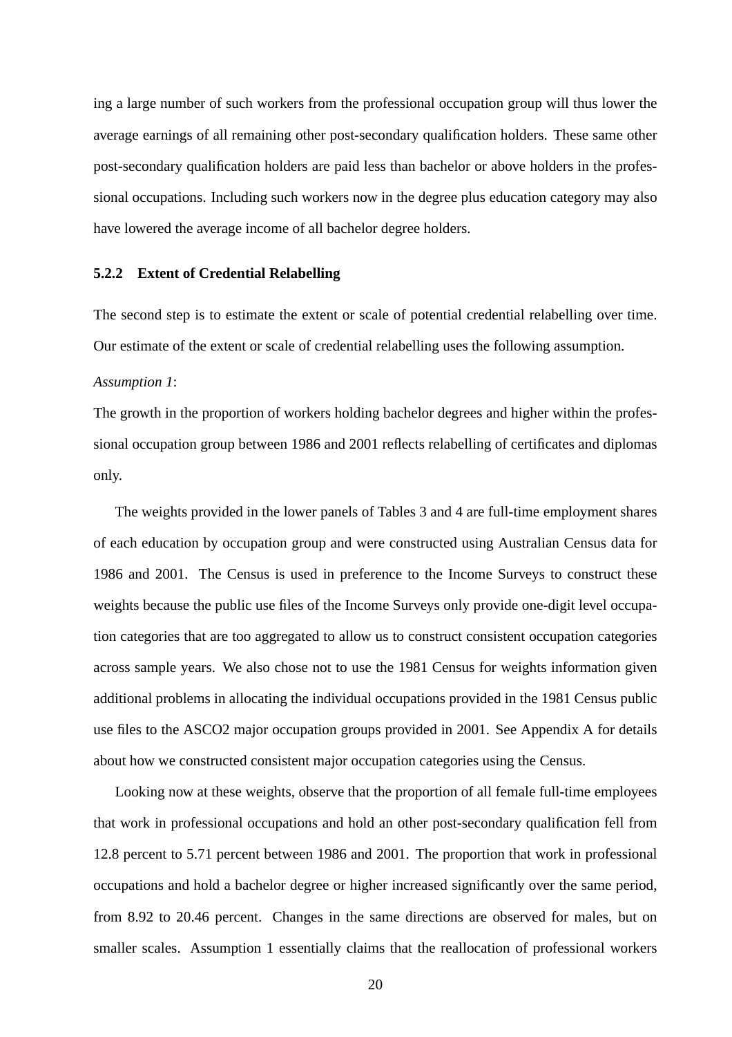ing a large number of such workers from the professional occupation group will thus lower the average earnings of all remaining other post-secondary qualification holders. These same other post-secondary qualification holders are paid less than bachelor or above holders in the professional occupations. Including such workers now in the degree plus education category may also have lowered the average income of all bachelor degree holders.

### 5.2.2 Extent of Credential Relabelling

The second step is to estimate the extent or scale of potential credential relabelling over time. Our estimate of the extent or scale of credential relabelling uses the following assumption.

*Assumption 1*:

The growth in the proportion of workers holding bachelor degrees and higher within the professional occupation group between 1986 and 2001 reflects relabelling of certificates and diplomas only.

The weights provided in the lower panels of Tables 3 and 4 are full-time employment shares of each education by occupation group and were constructed using Australian Census data for 1986 and 2001. The Census is used in preference to the Income Surveys to construct these weights because the public use files of the Income Surveys only provide one-digit level occupation categories that are too aggregated to allow us to construct consistent occupation categories across sample years. We also chose not to use the 1981 Census for weights information given additional problems in allocating the individual occupations provided in the 1981 Census public use files to the ASCO2 major occupation groups provided in 2001. See Appendix A for details about how we constructed consistent major occupation categories using the Census.

Looking now at these weights, observe that the proportion of all female full-time employees that work in professional occupations and hold an other post-secondary qualification fell from 12.8 percent to 5.71 percent between 1986 and 2001. The proportion that work in professional occupations and hold a bachelor degree or higher increased significantly over the same period, from 8.92 to 20.46 percent. Changes in the same directions are observed for males, but on smaller scales. Assumption 1 essentially claims that the reallocation of professional workers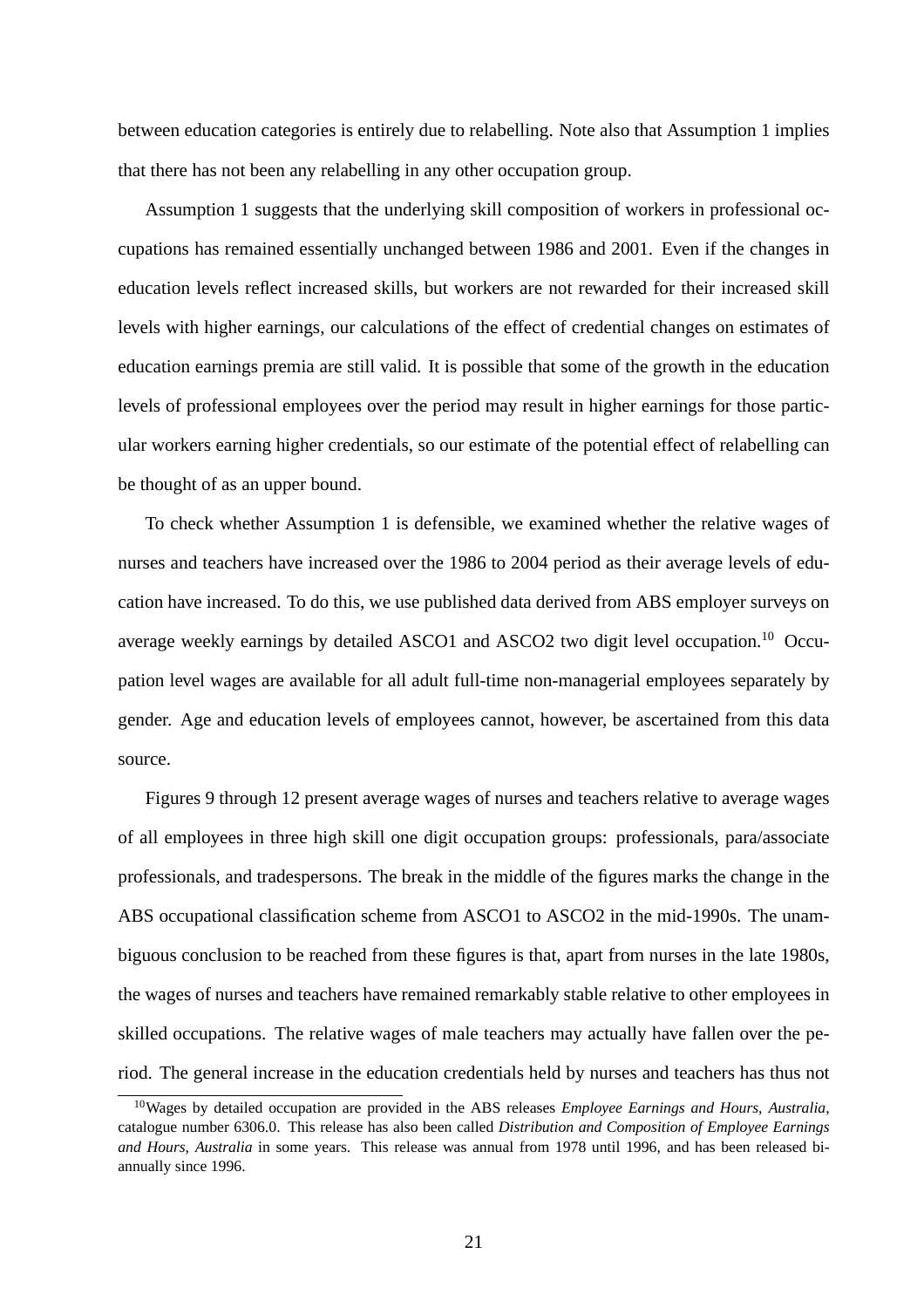between education categories is entirely due to relabelling. Note also that Assumption 1 implies that there has not been any relabelling in any other occupation group.

Assumption 1 suggests that the underlying skill composition of workers in professional occupations has remained essentially unchanged between 1986 and 2001. Even if the changes in education levels reflect increased skills, but workers are not rewarded for their increased skill levels with higher earnings, our calculations of the effect of credential changes on estimates of education earnings premia are still valid. It is possible that some of the growth in the education levels of professional employees over the period may result in higher earnings for those particular workers earning higher credentials, so our estimate of the potential effect of relabelling can be thought of as an upper bound.

To check whether Assumption 1 is defensible, we examined whether the relative wages of nurses and teachers have increased over the 1986 to 2004 period as their average levels of education have increased. To do this, we use published data derived from ABS employer surveys on average weekly earnings by detailed ASCO1 and ASCO2 two digit level occupation.[10] Occupation level wages are available for all adult full-time non-managerial employees separately by gender. Age and education levels of employees cannot, however, be ascertained from this data source.

Figures 9 through 12 present average wages of nurses and teachers relative to average wages of all employees in three high skill one digit occupation groups: professionals, para/associate professionals, and tradespersons. The break in the middle of the figures marks the change in the ABS occupational classification scheme from ASCO1 to ASCO2 in the mid-1990s. The unambiguous conclusion to be reached from these figures is that, apart from nurses in the late 1980s, the wages of nurses and teachers have remained remarkably stable relative to other employees in skilled occupations. The relative wages of male teachers may actually have fallen over the period. The general increase in the education credentials held by nurses and teachers has thus not

[10] Wages by detailed occupation are provided in the ABS releases *Employee Earnings and Hours, Australia*, catalogue number 6306.0. This release has also been called *Distribution and Composition of Employee Earnings and Hours, Australia* in some years. This release was annual from 1978 until 1996, and has been released bi-annually since 1996.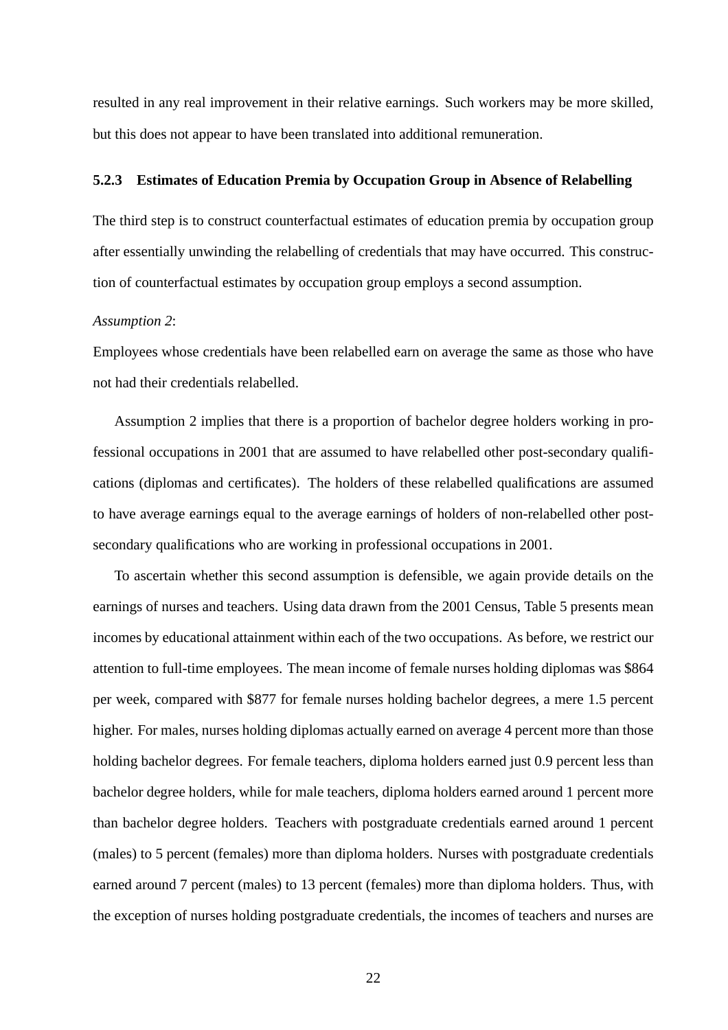resulted in any real improvement in their relative earnings. Such workers may be more skilled, but this does not appear to have been translated into additional remuneration.

### 5.2.3 Estimates of Education Premia by Occupation Group in Absence of Relabelling

The third step is to construct counterfactual estimates of education premia by occupation group after essentially unwinding the relabelling of credentials that may have occurred. This construction of counterfactual estimates by occupation group employs a second assumption.

*Assumption 2*:
Employees whose credentials have been relabelled earn on average the same as those who have not had their credentials relabelled.

Assumption 2 implies that there is a proportion of bachelor degree holders working in professional occupations in 2001 that are assumed to have relabelled other post-secondary qualifications (diplomas and certificates). The holders of these relabelled qualifications are assumed to have average earnings equal to the average earnings of holders of non-relabelled other post-secondary qualifications who are working in professional occupations in 2001.

To ascertain whether this second assumption is defensible, we again provide details on the earnings of nurses and teachers. Using data drawn from the 2001 Census, Table 5 presents mean incomes by educational attainment within each of the two occupations. As before, we restrict our attention to full-time employees. The mean income of female nurses holding diplomas was $864 per week, compared with $877 for female nurses holding bachelor degrees, a mere 1.5 percent higher. For males, nurses holding diplomas actually earned on average 4 percent more than those holding bachelor degrees. For female teachers, diploma holders earned just 0.9 percent less than bachelor degree holders, while for male teachers, diploma holders earned around 1 percent more than bachelor degree holders. Teachers with postgraduate credentials earned around 1 percent (males) to 5 percent (females) more than diploma holders. Nurses with postgraduate credentials earned around 7 percent (males) to 13 percent (females) more than diploma holders. Thus, with the exception of nurses holding postgraduate credentials, the incomes of teachers and nurses are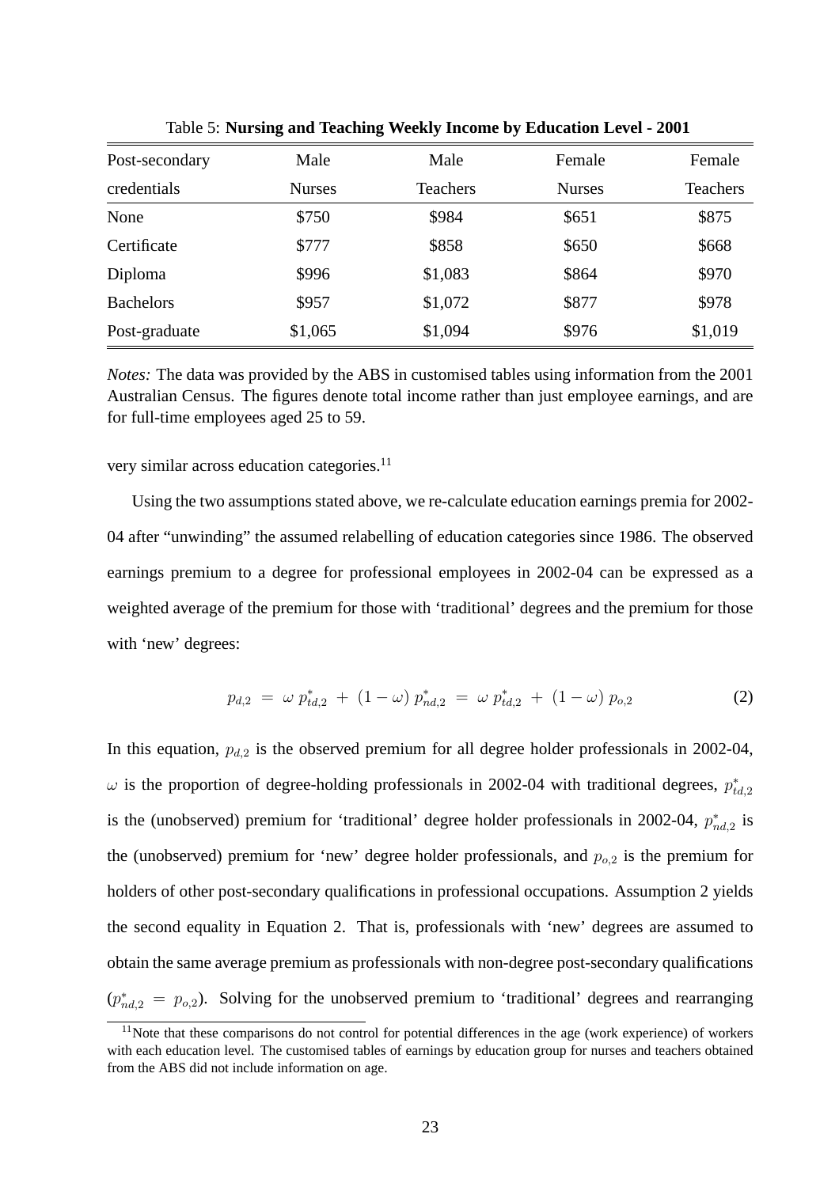Table 5: **Nursing and Teaching Weekly Income by Education Level - 2001**

| Post-secondary credentials | Male Nurses | Male Teachers | Female Nurses | Female Teachers |
|---|---|---|---|---|
| None | \$750 | \$984 | \$651 | \$875 |
| Certificate | \$777 | \$858 | \$650 | \$668 |
| Diploma | \$996 | \$1,083 | \$864 | \$970 |
| Bachelors | \$957 | \$1,072 | \$877 | \$978 |
| Post-graduate | \$1,065 | \$1,094 | \$976 | \$1,019 |

*Notes:* The data was provided by the ABS in customised tables using information from the 2001 Australian Census. The figures denote total income rather than just employee earnings, and are for full-time employees aged 25 to 59.

very similar across education categories.[11]

Using the two assumptions stated above, we re-calculate education earnings premia for 2002-04 after "unwinding" the assumed relabelling of education categories since 1986. The observed earnings premium to a degree for professional employees in 2002-04 can be expressed as a weighted average of the premium for those with 'traditional' degrees and the premium for those with 'new' degrees:

$$p_{d,2} \;=\; \omega\; p^{*}_{td,2} \;+\; (1-\omega)\; p^{*}_{nd,2} \;=\; \omega\; p^{*}_{td,2} \;+\; (1-\omega)\; p_{o,2} \tag{2}$$

In this equation, $p_{d,2}$ is the observed premium for all degree holder professionals in 2002-04, $\omega$ is the proportion of degree-holding professionals in 2002-04 with traditional degrees, $p^{*}_{td,2}$ is the (unobserved) premium for 'traditional' degree holder professionals in 2002-04, $p^{*}_{nd,2}$ is the (unobserved) premium for 'new' degree holder professionals, and $p_{o,2}$ is the premium for holders of other post-secondary qualifications in professional occupations. Assumption 2 yields the second equality in Equation 2. That is, professionals with 'new' degrees are assumed to obtain the same average premium as professionals with non-degree post-secondary qualifications ($p^{*}_{nd,2} = p_{o,2}$). Solving for the unobserved premium to 'traditional' degrees and rearranging

[11] Note that these comparisons do not control for potential differences in the age (work experience) of workers with each education level. The customised tables of earnings by education group for nurses and teachers obtained from the ABS did not include information on age.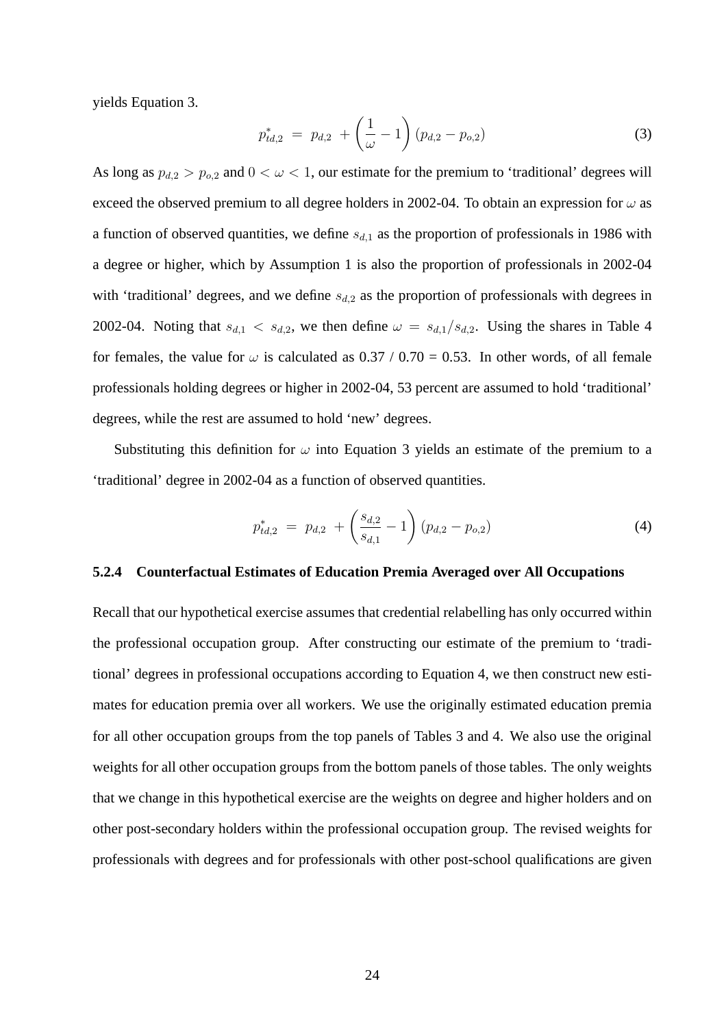yields Equation 3.

$$p^*_{td,2} \;=\; p_{d,2} \;+ \left(\frac{1}{\omega} - 1\right)(p_{d,2} - p_{o,2}) \tag{3}$$

As long as $p_{d,2} > p_{o,2}$ and $0 < \omega < 1$, our estimate for the premium to 'traditional' degrees will exceed the observed premium to all degree holders in 2002-04. To obtain an expression for $\omega$ as a function of observed quantities, we define $s_{d,1}$ as the proportion of professionals in 1986 with a degree or higher, which by Assumption 1 is also the proportion of professionals in 2002-04 with 'traditional' degrees, and we define $s_{d,2}$ as the proportion of professionals with degrees in 2002-04. Noting that $s_{d,1} < s_{d,2}$, we then define $\omega = s_{d,1}/s_{d,2}$. Using the shares in Table 4 for females, the value for $\omega$ is calculated as 0.37 / 0.70 = 0.53. In other words, of all female professionals holding degrees or higher in 2002-04, 53 percent are assumed to hold 'traditional' degrees, while the rest are assumed to hold 'new' degrees.

Substituting this definition for $\omega$ into Equation 3 yields an estimate of the premium to a 'traditional' degree in 2002-04 as a function of observed quantities.

$$p^*_{td,2} \;=\; p_{d,2} \;+ \left(\frac{s_{d,2}}{s_{d,1}} - 1\right)(p_{d,2} - p_{o,2}) \tag{4}$$

#### 5.2.4 Counterfactual Estimates of Education Premia Averaged over All Occupations

Recall that our hypothetical exercise assumes that credential relabelling has only occurred within the professional occupation group. After constructing our estimate of the premium to 'traditional' degrees in professional occupations according to Equation 4, we then construct new estimates for education premia over all workers. We use the originally estimated education premia for all other occupation groups from the top panels of Tables 3 and 4. We also use the original weights for all other occupation groups from the bottom panels of those tables. The only weights that we change in this hypothetical exercise are the weights on degree and higher holders and on other post-secondary holders within the professional occupation group. The revised weights for professionals with degrees and for professionals with other post-school qualifications are given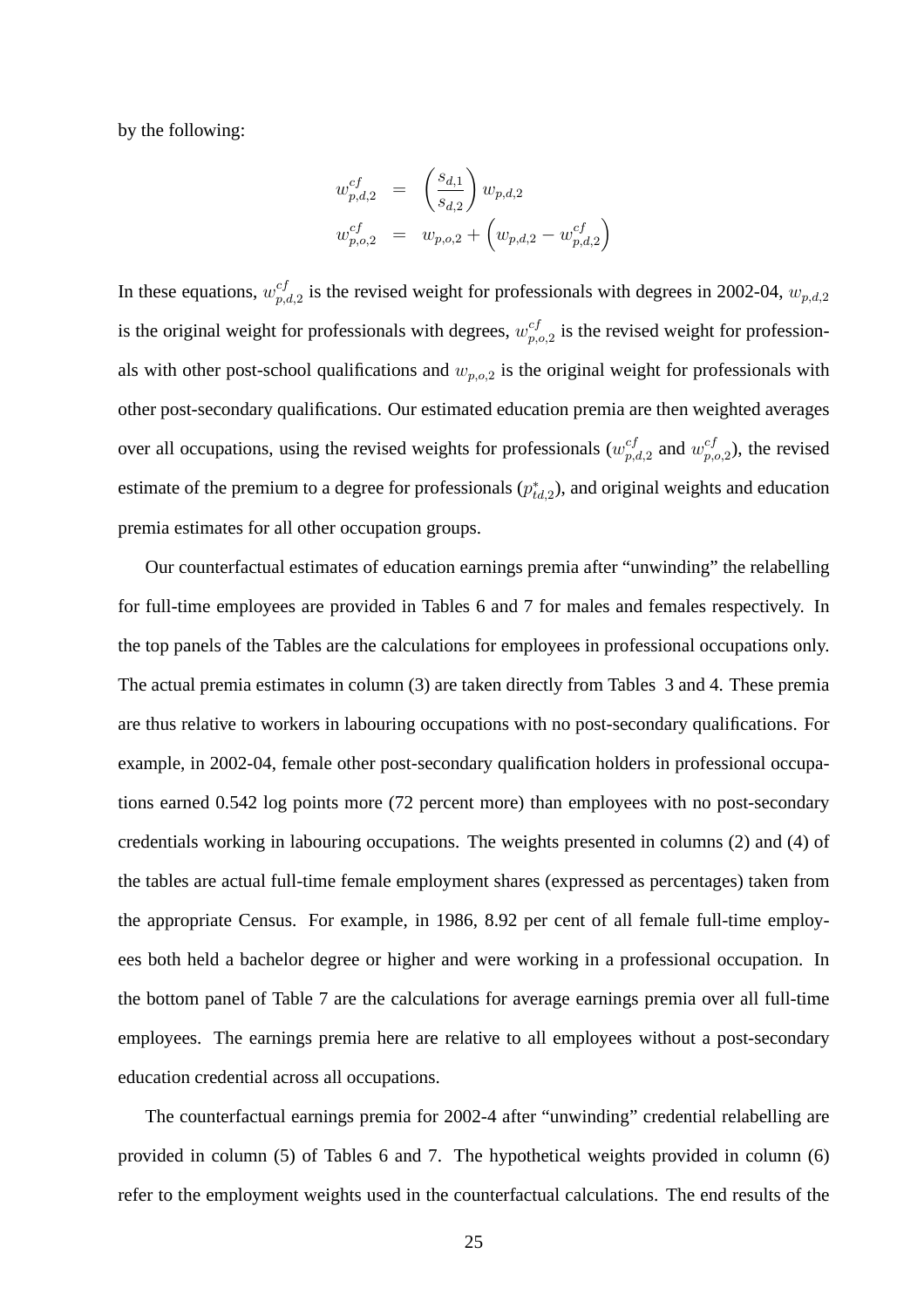by the following:

$$
\begin{aligned}
w_{p,d,2}^{cf} &= \left(\frac{s_{d,1}}{s_{d,2}}\right) w_{p,d,2} \\
w_{p,o,2}^{cf} &= w_{p,o,2} + \left(w_{p,d,2} - w_{p,d,2}^{cf}\right)
\end{aligned}
$$

In these equations, $w_{p,d,2}^{cf}$ is the revised weight for professionals with degrees in 2002-04, $w_{p,d,2}$ is the original weight for professionals with degrees, $w_{p,o,2}^{cf}$ is the revised weight for professionals with other post-school qualifications and $w_{p,o,2}$ is the original weight for professionals with other post-secondary qualifications. Our estimated education premia are then weighted averages over all occupations, using the revised weights for professionals ($w_{p,d,2}^{cf}$ and $w_{p,o,2}^{cf}$), the revised estimate of the premium to a degree for professionals ($p_{td,2}^{*}$), and original weights and education premia estimates for all other occupation groups.

Our counterfactual estimates of education earnings premia after "unwinding" the relabelling for full-time employees are provided in Tables 6 and 7 for males and females respectively. In the top panels of the Tables are the calculations for employees in professional occupations only. The actual premia estimates in column (3) are taken directly from Tables 3 and 4. These premia are thus relative to workers in labouring occupations with no post-secondary qualifications. For example, in 2002-04, female other post-secondary qualification holders in professional occupations earned 0.542 log points more (72 percent more) than employees with no post-secondary credentials working in labouring occupations. The weights presented in columns (2) and (4) of the tables are actual full-time female employment shares (expressed as percentages) taken from the appropriate Census. For example, in 1986, 8.92 per cent of all female full-time employees both held a bachelor degree or higher and were working in a professional occupation. In the bottom panel of Table 7 are the calculations for average earnings premia over all full-time employees. The earnings premia here are relative to all employees without a post-secondary education credential across all occupations.

The counterfactual earnings premia for 2002-4 after "unwinding" credential relabelling are provided in column (5) of Tables 6 and 7. The hypothetical weights provided in column (6) refer to the employment weights used in the counterfactual calculations. The end results of the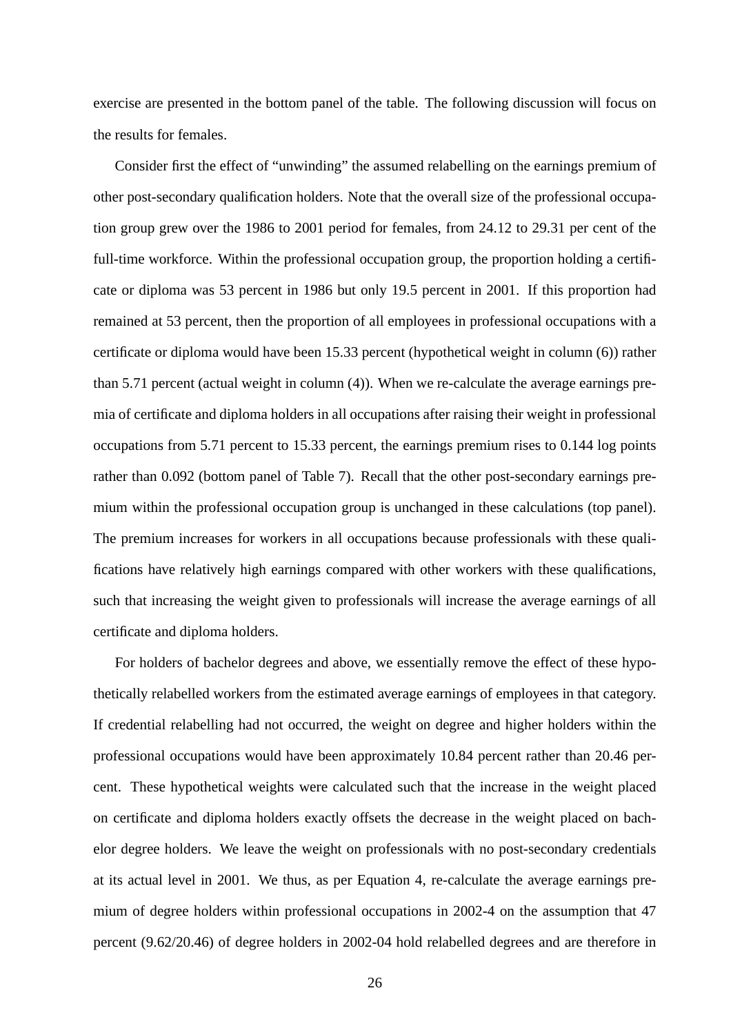exercise are presented in the bottom panel of the table. The following discussion will focus on the results for females.

Consider first the effect of "unwinding" the assumed relabelling on the earnings premium of other post-secondary qualification holders. Note that the overall size of the professional occupation group grew over the 1986 to 2001 period for females, from 24.12 to 29.31 per cent of the full-time workforce. Within the professional occupation group, the proportion holding a certificate or diploma was 53 percent in 1986 but only 19.5 percent in 2001. If this proportion had remained at 53 percent, then the proportion of all employees in professional occupations with a certificate or diploma would have been 15.33 percent (hypothetical weight in column (6)) rather than 5.71 percent (actual weight in column (4)). When we re-calculate the average earnings premia of certificate and diploma holders in all occupations after raising their weight in professional occupations from 5.71 percent to 15.33 percent, the earnings premium rises to 0.144 log points rather than 0.092 (bottom panel of Table 7). Recall that the other post-secondary earnings premium within the professional occupation group is unchanged in these calculations (top panel). The premium increases for workers in all occupations because professionals with these qualifications have relatively high earnings compared with other workers with these qualifications, such that increasing the weight given to professionals will increase the average earnings of all certificate and diploma holders.

For holders of bachelor degrees and above, we essentially remove the effect of these hypothetically relabelled workers from the estimated average earnings of employees in that category. If credential relabelling had not occurred, the weight on degree and higher holders within the professional occupations would have been approximately 10.84 percent rather than 20.46 percent. These hypothetical weights were calculated such that the increase in the weight placed on certificate and diploma holders exactly offsets the decrease in the weight placed on bachelor degree holders. We leave the weight on professionals with no post-secondary credentials at its actual level in 2001. We thus, as per Equation 4, re-calculate the average earnings premium of degree holders within professional occupations in 2002-4 on the assumption that 47 percent (9.62/20.46) of degree holders in 2002-04 hold relabelled degrees and are therefore in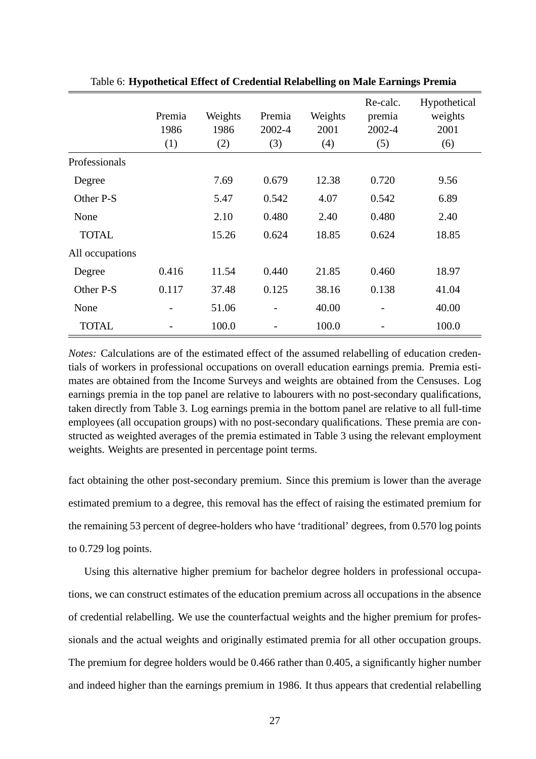Table 6: **Hypothetical Effect of Credential Relabelling on Male Earnings Premia**

| | Premia 1986 (1) | Weights 1986 (2) | Premia 2002-4 (3) | Weights 2001 (4) | Re-calc. premia 2002-4 (5) | Hypothetical weights 2001 (6) |
|---|---|---|---|---|---|---|
| Professionals | | | | | | |
| Degree | | 7.69 | 0.679 | 12.38 | 0.720 | 9.56 |
| Other P-S | | 5.47 | 0.542 | 4.07 | 0.542 | 6.89 |
| None | | 2.10 | 0.480 | 2.40 | 0.480 | 2.40 |
| TOTAL | | 15.26 | 0.624 | 18.85 | 0.624 | 18.85 |
| All occupations | | | | | | |
| Degree | 0.416 | 11.54 | 0.440 | 21.85 | 0.460 | 18.97 |
| Other P-S | 0.117 | 37.48 | 0.125 | 38.16 | 0.138 | 41.04 |
| None | - | 51.06 | - | 40.00 | - | 40.00 |
| TOTAL | - | 100.0 | - | 100.0 | - | 100.0 |

*Notes:* Calculations are of the estimated effect of the assumed relabelling of education credentials of workers in professional occupations on overall education earnings premia. Premia estimates are obtained from the Income Surveys and weights are obtained from the Censuses. Log earnings premia in the top panel are relative to labourers with no post-secondary qualifications, taken directly from Table 3. Log earnings premia in the bottom panel are relative to all full-time employees (all occupation groups) with no post-secondary qualifications. These premia are constructed as weighted averages of the premia estimated in Table 3 using the relevant employment weights. Weights are presented in percentage point terms.

fact obtaining the other post-secondary premium. Since this premium is lower than the average estimated premium to a degree, this removal has the effect of raising the estimated premium for the remaining 53 percent of degree-holders who have 'traditional' degrees, from 0.570 log points to 0.729 log points.

Using this alternative higher premium for bachelor degree holders in professional occupations, we can construct estimates of the education premium across all occupations in the absence of credential relabelling. We use the counterfactual weights and the higher premium for professionals and the actual weights and originally estimated premia for all other occupation groups. The premium for degree holders would be 0.466 rather than 0.405, a significantly higher number and indeed higher than the earnings premium in 1986. It thus appears that credential relabelling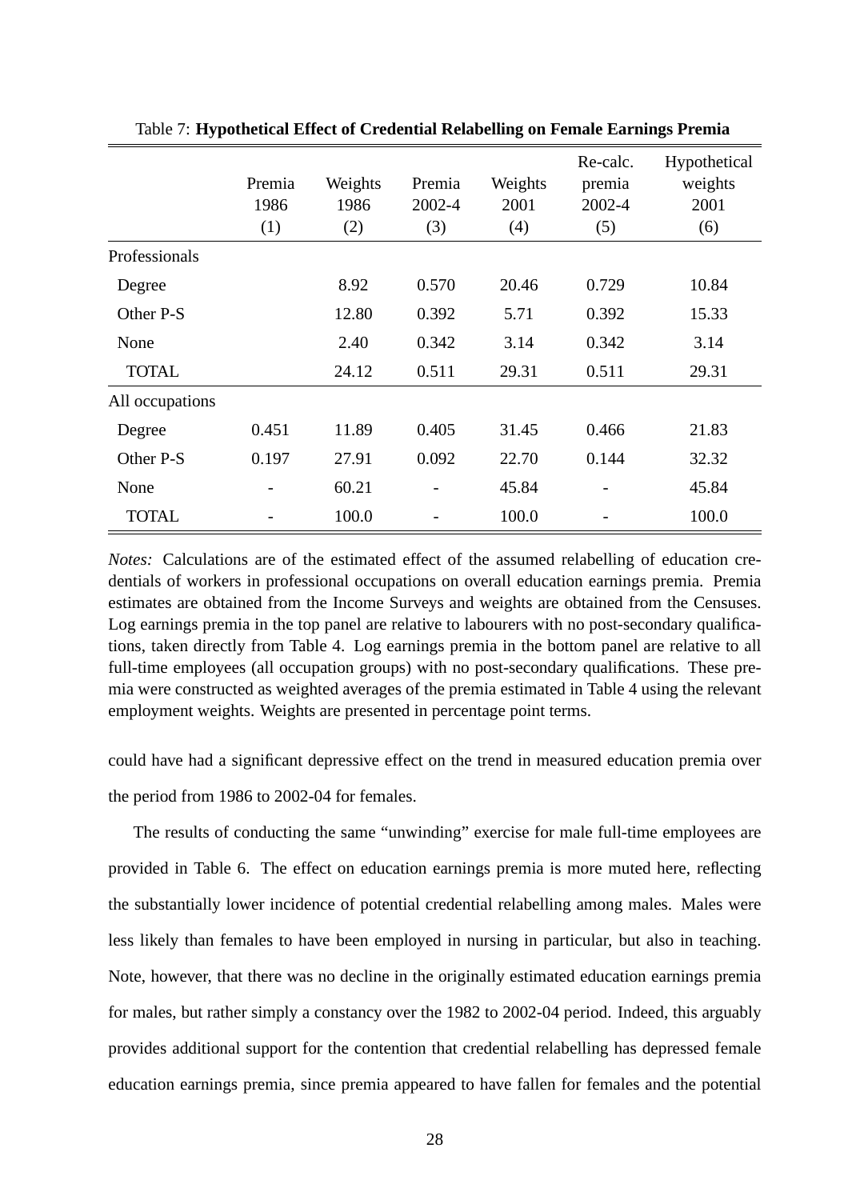Table 7: **Hypothetical Effect of Credential Relabelling on Female Earnings Premia**

| | Premia 1986 (1) | Weights 1986 (2) | Premia 2002-4 (3) | Weights 2001 (4) | Re-calc. premia 2002-4 (5) | Hypothetical weights 2001 (6) |
|---|---|---|---|---|---|---|
| Professionals | | | | | | |
| Degree | | 8.92 | 0.570 | 20.46 | 0.729 | 10.84 |
| Other P-S | | 12.80 | 0.392 | 5.71 | 0.392 | 15.33 |
| None | | 2.40 | 0.342 | 3.14 | 0.342 | 3.14 |
| TOTAL | | 24.12 | 0.511 | 29.31 | 0.511 | 29.31 |
| All occupations | | | | | | |
| Degree | 0.451 | 11.89 | 0.405 | 31.45 | 0.466 | 21.83 |
| Other P-S | 0.197 | 27.91 | 0.092 | 22.70 | 0.144 | 32.32 |
| None | - | 60.21 | - | 45.84 | - | 45.84 |
| TOTAL | - | 100.0 | - | 100.0 | - | 100.0 |

*Notes:* Calculations are of the estimated effect of the assumed relabelling of education credentials of workers in professional occupations on overall education earnings premia. Premia estimates are obtained from the Income Surveys and weights are obtained from the Censuses. Log earnings premia in the top panel are relative to labourers with no post-secondary qualifications, taken directly from Table 4. Log earnings premia in the bottom panel are relative to all full-time employees (all occupation groups) with no post-secondary qualifications. These premia were constructed as weighted averages of the premia estimated in Table 4 using the relevant employment weights. Weights are presented in percentage point terms.

could have had a significant depressive effect on the trend in measured education premia over the period from 1986 to 2002-04 for females.

The results of conducting the same "unwinding" exercise for male full-time employees are provided in Table 6. The effect on education earnings premia is more muted here, reflecting the substantially lower incidence of potential credential relabelling among males. Males were less likely than females to have been employed in nursing in particular, but also in teaching. Note, however, that there was no decline in the originally estimated education earnings premia for males, but rather simply a constancy over the 1982 to 2002-04 period. Indeed, this arguably provides additional support for the contention that credential relabelling has depressed female education earnings premia, since premia appeared to have fallen for females and the potential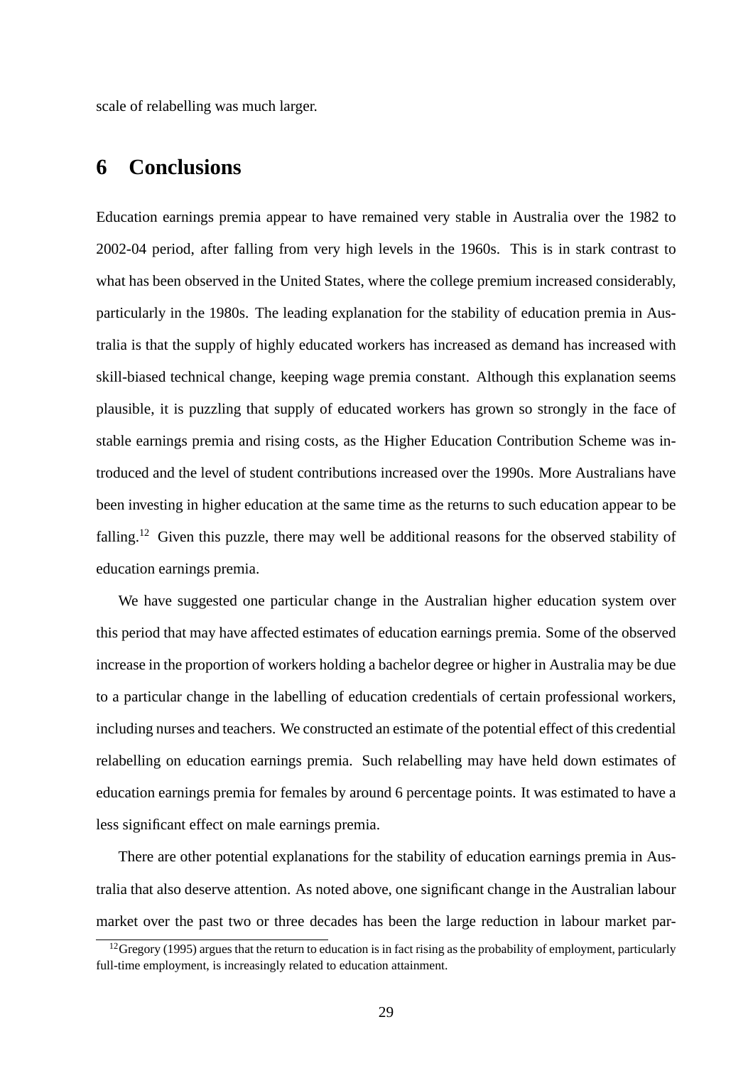scale of relabelling was much larger.

# 6 Conclusions

Education earnings premia appear to have remained very stable in Australia over the 1982 to 2002-04 period, after falling from very high levels in the 1960s. This is in stark contrast to what has been observed in the United States, where the college premium increased considerably, particularly in the 1980s. The leading explanation for the stability of education premia in Australia is that the supply of highly educated workers has increased as demand has increased with skill-biased technical change, keeping wage premia constant. Although this explanation seems plausible, it is puzzling that supply of educated workers has grown so strongly in the face of stable earnings premia and rising costs, as the Higher Education Contribution Scheme was introduced and the level of student contributions increased over the 1990s. More Australians have been investing in higher education at the same time as the returns to such education appear to be falling.[12] Given this puzzle, there may well be additional reasons for the observed stability of education earnings premia.

We have suggested one particular change in the Australian higher education system over this period that may have affected estimates of education earnings premia. Some of the observed increase in the proportion of workers holding a bachelor degree or higher in Australia may be due to a particular change in the labelling of education credentials of certain professional workers, including nurses and teachers. We constructed an estimate of the potential effect of this credential relabelling on education earnings premia. Such relabelling may have held down estimates of education earnings premia for females by around 6 percentage points. It was estimated to have a less significant effect on male earnings premia.

There are other potential explanations for the stability of education earnings premia in Australia that also deserve attention. As noted above, one significant change in the Australian labour market over the past two or three decades has been the large reduction in labour market par-

[12] Gregory (1995) argues that the return to education is in fact rising as the probability of employment, particularly full-time employment, is increasingly related to education attainment.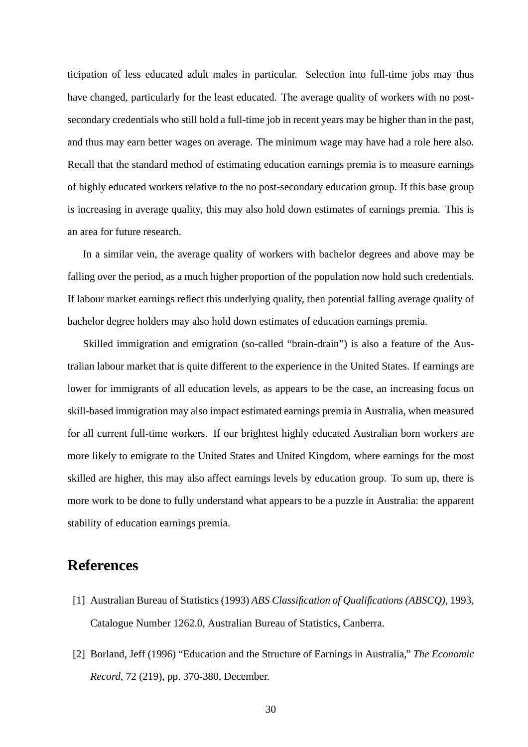ticipation of less educated adult males in particular. Selection into full-time jobs may thus have changed, particularly for the least educated. The average quality of workers with no post-secondary credentials who still hold a full-time job in recent years may be higher than in the past, and thus may earn better wages on average. The minimum wage may have had a role here also. Recall that the standard method of estimating education earnings premia is to measure earnings of highly educated workers relative to the no post-secondary education group. If this base group is increasing in average quality, this may also hold down estimates of earnings premia. This is an area for future research.

In a similar vein, the average quality of workers with bachelor degrees and above may be falling over the period, as a much higher proportion of the population now hold such credentials. If labour market earnings reflect this underlying quality, then potential falling average quality of bachelor degree holders may also hold down estimates of education earnings premia.

Skilled immigration and emigration (so-called "brain-drain") is also a feature of the Australian labour market that is quite different to the experience in the United States. If earnings are lower for immigrants of all education levels, as appears to be the case, an increasing focus on skill-based immigration may also impact estimated earnings premia in Australia, when measured for all current full-time workers. If our brightest highly educated Australian born workers are more likely to emigrate to the United States and United Kingdom, where earnings for the most skilled are higher, this may also affect earnings levels by education group. To sum up, there is more work to be done to fully understand what appears to be a puzzle in Australia: the apparent stability of education earnings premia.

# References

[1] Australian Bureau of Statistics (1993) *ABS Classification of Qualifications (ABSCQ)*, 1993, Catalogue Number 1262.0, Australian Bureau of Statistics, Canberra.

[2] Borland, Jeff (1996) "Education and the Structure of Earnings in Australia," *The Economic Record*, 72 (219), pp. 370-380, December.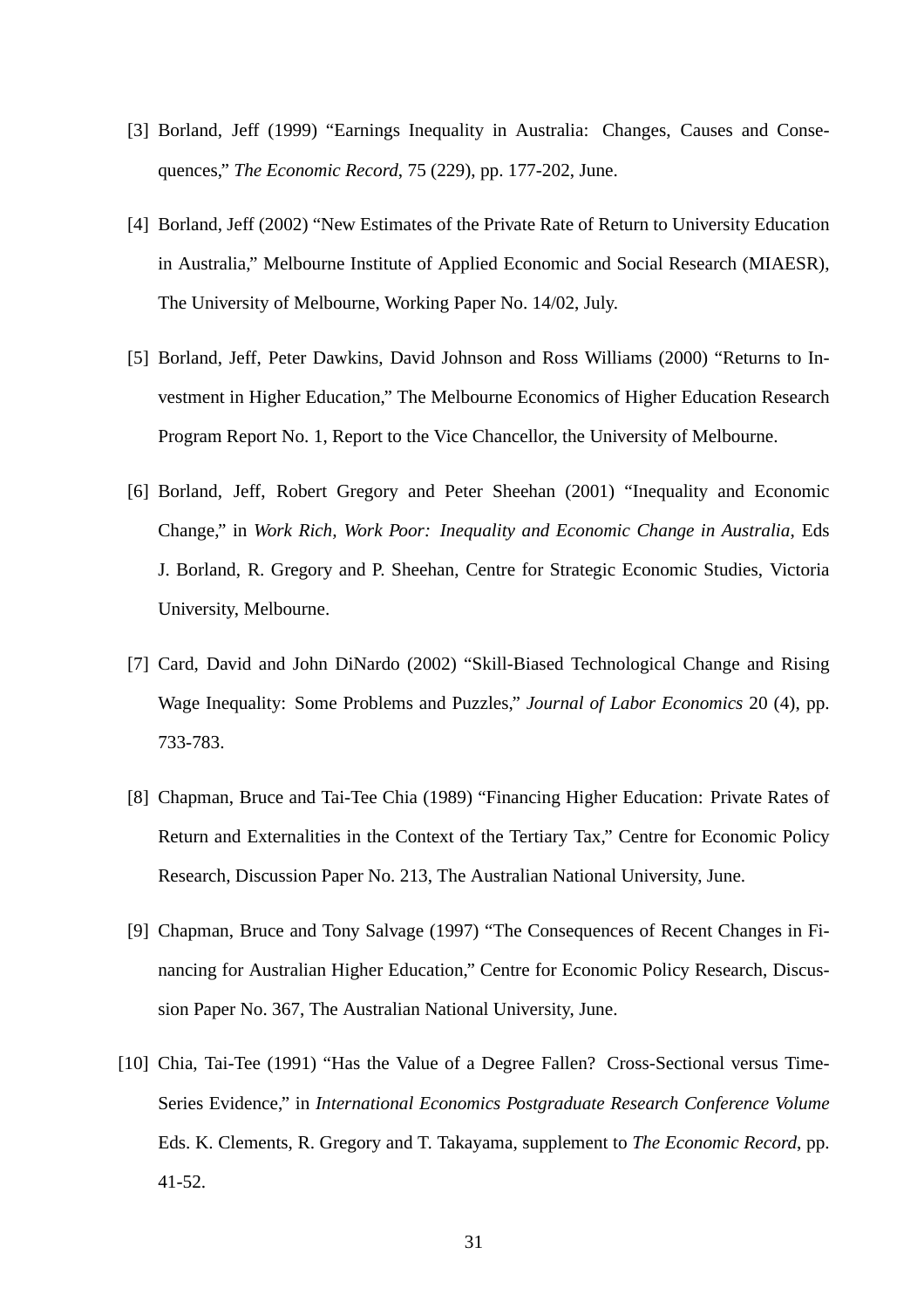[3] Borland, Jeff (1999) "Earnings Inequality in Australia: Changes, Causes and Consequences," *The Economic Record*, 75 (229), pp. 177-202, June.

[4] Borland, Jeff (2002) "New Estimates of the Private Rate of Return to University Education in Australia," Melbourne Institute of Applied Economic and Social Research (MIAESR), The University of Melbourne, Working Paper No. 14/02, July.

[5] Borland, Jeff, Peter Dawkins, David Johnson and Ross Williams (2000) "Returns to Investment in Higher Education," The Melbourne Economics of Higher Education Research Program Report No. 1, Report to the Vice Chancellor, the University of Melbourne.

[6] Borland, Jeff, Robert Gregory and Peter Sheehan (2001) "Inequality and Economic Change," in *Work Rich, Work Poor: Inequality and Economic Change in Australia*, Eds J. Borland, R. Gregory and P. Sheehan, Centre for Strategic Economic Studies, Victoria University, Melbourne.

[7] Card, David and John DiNardo (2002) "Skill-Biased Technological Change and Rising Wage Inequality: Some Problems and Puzzles," *Journal of Labor Economics* 20 (4), pp. 733-783.

[8] Chapman, Bruce and Tai-Tee Chia (1989) "Financing Higher Education: Private Rates of Return and Externalities in the Context of the Tertiary Tax," Centre for Economic Policy Research, Discussion Paper No. 213, The Australian National University, June.

[9] Chapman, Bruce and Tony Salvage (1997) "The Consequences of Recent Changes in Financing for Australian Higher Education," Centre for Economic Policy Research, Discussion Paper No. 367, The Australian National University, June.

[10] Chia, Tai-Tee (1991) "Has the Value of a Degree Fallen? Cross-Sectional versus Time-Series Evidence," in *International Economics Postgraduate Research Conference Volume* Eds. K. Clements, R. Gregory and T. Takayama, supplement to *The Economic Record*, pp. 41-52.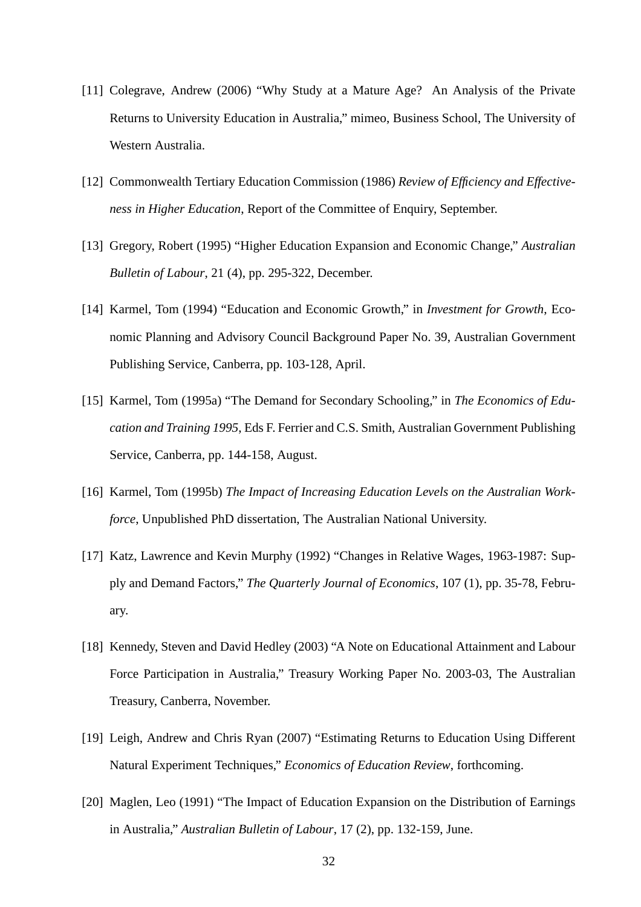[11] Colegrave, Andrew (2006) “Why Study at a Mature Age? An Analysis of the Private Returns to University Education in Australia,” mimeo, Business School, The University of Western Australia.

[12] Commonwealth Tertiary Education Commission (1986) *Review of Efficiency and Effectiveness in Higher Education*, Report of the Committee of Enquiry, September.

[13] Gregory, Robert (1995) “Higher Education Expansion and Economic Change,” *Australian Bulletin of Labour*, 21 (4), pp. 295-322, December.

[14] Karmel, Tom (1994) “Education and Economic Growth,” in *Investment for Growth*, Economic Planning and Advisory Council Background Paper No. 39, Australian Government Publishing Service, Canberra, pp. 103-128, April.

[15] Karmel, Tom (1995a) “The Demand for Secondary Schooling,” in *The Economics of Education and Training 1995*, Eds F. Ferrier and C.S. Smith, Australian Government Publishing Service, Canberra, pp. 144-158, August.

[16] Karmel, Tom (1995b) *The Impact of Increasing Education Levels on the Australian Workforce*, Unpublished PhD dissertation, The Australian National University.

[17] Katz, Lawrence and Kevin Murphy (1992) “Changes in Relative Wages, 1963-1987: Supply and Demand Factors,” *The Quarterly Journal of Economics*, 107 (1), pp. 35-78, February.

[18] Kennedy, Steven and David Hedley (2003) “A Note on Educational Attainment and Labour Force Participation in Australia,” Treasury Working Paper No. 2003-03, The Australian Treasury, Canberra, November.

[19] Leigh, Andrew and Chris Ryan (2007) “Estimating Returns to Education Using Different Natural Experiment Techniques,” *Economics of Education Review*, forthcoming.

[20] Maglen, Leo (1991) “The Impact of Education Expansion on the Distribution of Earnings in Australia,” *Australian Bulletin of Labour*, 17 (2), pp. 132-159, June.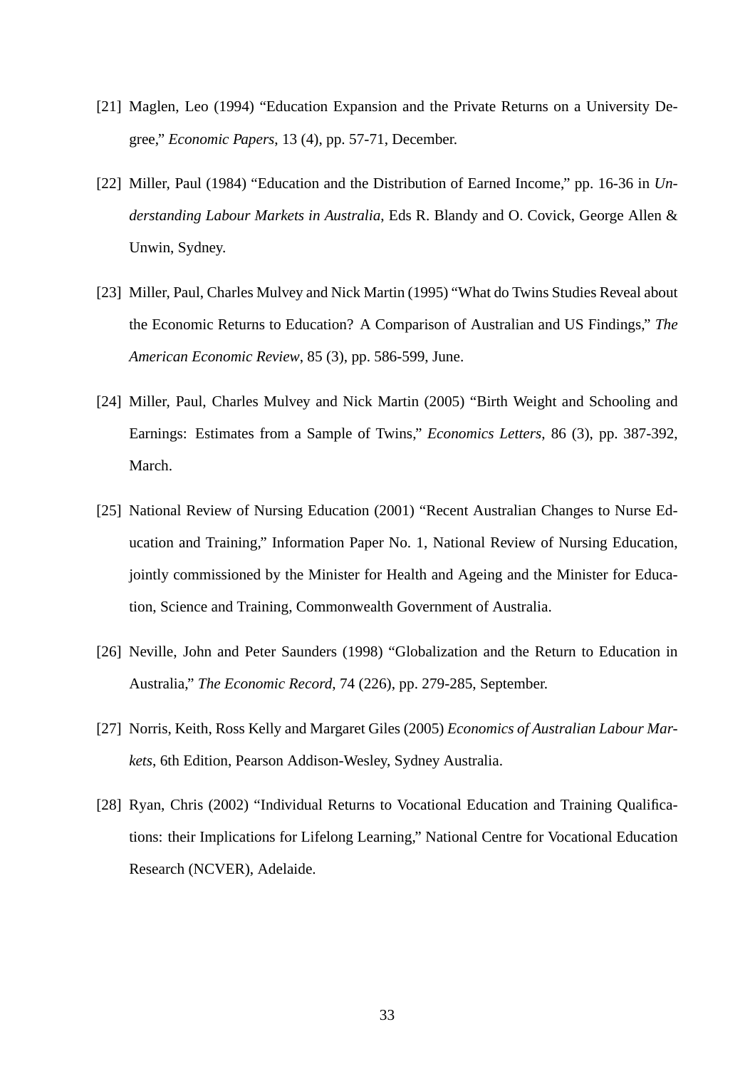[21] Maglen, Leo (1994) "Education Expansion and the Private Returns on a University Degree," *Economic Papers*, 13 (4), pp. 57-71, December.

[22] Miller, Paul (1984) "Education and the Distribution of Earned Income," pp. 16-36 in *Understanding Labour Markets in Australia*, Eds R. Blandy and O. Covick, George Allen & Unwin, Sydney.

[23] Miller, Paul, Charles Mulvey and Nick Martin (1995) "What do Twins Studies Reveal about the Economic Returns to Education? A Comparison of Australian and US Findings," *The American Economic Review*, 85 (3), pp. 586-599, June.

[24] Miller, Paul, Charles Mulvey and Nick Martin (2005) "Birth Weight and Schooling and Earnings: Estimates from a Sample of Twins," *Economics Letters*, 86 (3), pp. 387-392, March.

[25] National Review of Nursing Education (2001) "Recent Australian Changes to Nurse Education and Training," Information Paper No. 1, National Review of Nursing Education, jointly commissioned by the Minister for Health and Ageing and the Minister for Education, Science and Training, Commonwealth Government of Australia.

[26] Neville, John and Peter Saunders (1998) "Globalization and the Return to Education in Australia," *The Economic Record*, 74 (226), pp. 279-285, September.

[27] Norris, Keith, Ross Kelly and Margaret Giles (2005) *Economics of Australian Labour Markets*, 6th Edition, Pearson Addison-Wesley, Sydney Australia.

[28] Ryan, Chris (2002) "Individual Returns to Vocational Education and Training Qualifications: their Implications for Lifelong Learning," National Centre for Vocational Education Research (NCVER), Adelaide.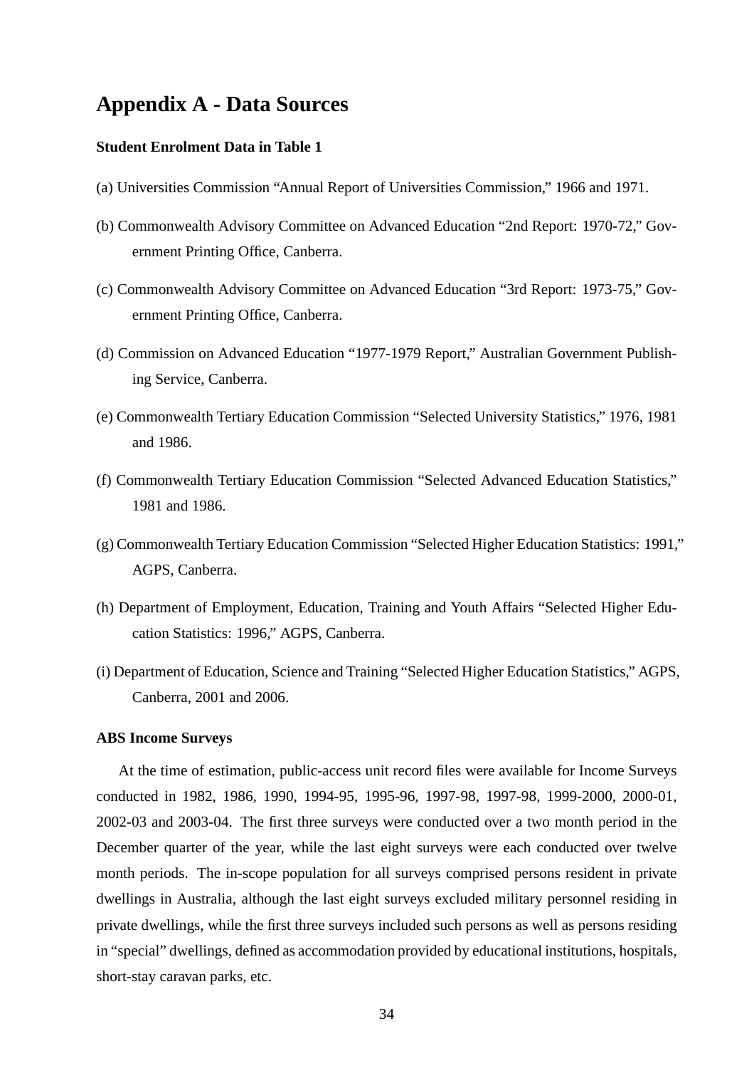# Appendix A - Data Sources

### Student Enrolment Data in Table 1

(a) Universities Commission "Annual Report of Universities Commission," 1966 and 1971.

(b) Commonwealth Advisory Committee on Advanced Education "2nd Report: 1970-72," Government Printing Office, Canberra.

(c) Commonwealth Advisory Committee on Advanced Education "3rd Report: 1973-75," Government Printing Office, Canberra.

(d) Commission on Advanced Education "1977-1979 Report," Australian Government Publishing Service, Canberra.

(e) Commonwealth Tertiary Education Commission "Selected University Statistics," 1976, 1981 and 1986.

(f) Commonwealth Tertiary Education Commission "Selected Advanced Education Statistics," 1981 and 1986.

(g) Commonwealth Tertiary Education Commission "Selected Higher Education Statistics: 1991," AGPS, Canberra.

(h) Department of Employment, Education, Training and Youth Affairs "Selected Higher Education Statistics: 1996," AGPS, Canberra.

(i) Department of Education, Science and Training "Selected Higher Education Statistics," AGPS, Canberra, 2001 and 2006.

### ABS Income Surveys

At the time of estimation, public-access unit record files were available for Income Surveys conducted in 1982, 1986, 1990, 1994-95, 1995-96, 1997-98, 1997-98, 1999-2000, 2000-01, 2002-03 and 2003-04. The first three surveys were conducted over a two month period in the December quarter of the year, while the last eight surveys were each conducted over twelve month periods. The in-scope population for all surveys comprised persons resident in private dwellings in Australia, although the last eight surveys excluded military personnel residing in private dwellings, while the first three surveys included such persons as well as persons residing in "special" dwellings, defined as accommodation provided by educational institutions, hospitals, short-stay caravan parks, etc.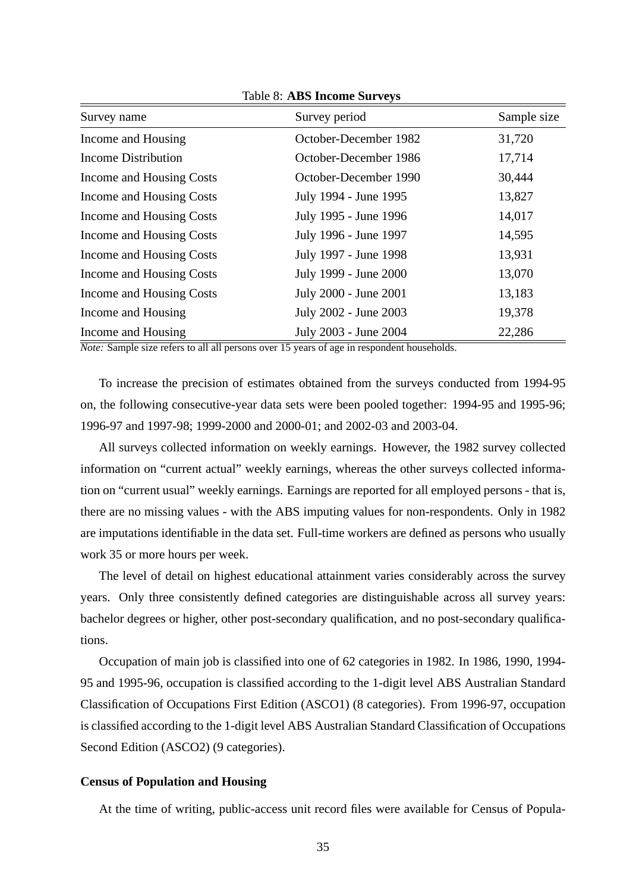Table 8: **ABS Income Surveys**

| Survey name | Survey period | Sample size |
|---|---|---|
| Income and Housing | October-December 1982 | 31,720 |
| Income Distribution | October-December 1986 | 17,714 |
| Income and Housing Costs | October-December 1990 | 30,444 |
| Income and Housing Costs | July 1994 - June 1995 | 13,827 |
| Income and Housing Costs | July 1995 - June 1996 | 14,017 |
| Income and Housing Costs | July 1996 - June 1997 | 14,595 |
| Income and Housing Costs | July 1997 - June 1998 | 13,931 |
| Income and Housing Costs | July 1999 - June 2000 | 13,070 |
| Income and Housing Costs | July 2000 - June 2001 | 13,183 |
| Income and Housing | July 2002 - June 2003 | 19,378 |
| Income and Housing | July 2003 - June 2004 | 22,286 |

*Note:* Sample size refers to all all persons over 15 years of age in respondent households.

To increase the precision of estimates obtained from the surveys conducted from 1994-95 on, the following consecutive-year data sets were been pooled together: 1994-95 and 1995-96; 1996-97 and 1997-98; 1999-2000 and 2000-01; and 2002-03 and 2003-04.

All surveys collected information on weekly earnings. However, the 1982 survey collected information on "current actual" weekly earnings, whereas the other surveys collected information on "current usual" weekly earnings. Earnings are reported for all employed persons - that is, there are no missing values - with the ABS imputing values for non-respondents. Only in 1982 are imputations identifiable in the data set. Full-time workers are defined as persons who usually work 35 or more hours per week.

The level of detail on highest educational attainment varies considerably across the survey years. Only three consistently defined categories are distinguishable across all survey years: bachelor degrees or higher, other post-secondary qualification, and no post-secondary qualifications.

Occupation of main job is classified into one of 62 categories in 1982. In 1986, 1990, 1994-95 and 1995-96, occupation is classified according to the 1-digit level ABS Australian Standard Classification of Occupations First Edition (ASCO1) (8 categories). From 1996-97, occupation is classified according to the 1-digit level ABS Australian Standard Classification of Occupations Second Edition (ASCO2) (9 categories).

**Census of Population and Housing**

At the time of writing, public-access unit record files were available for Census of Popula-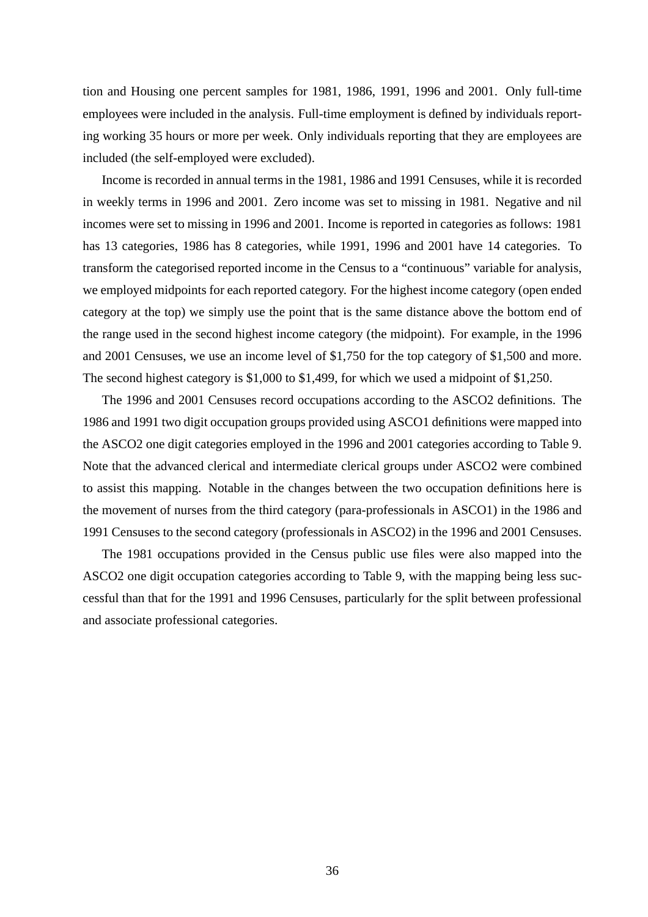tion and Housing one percent samples for 1981, 1986, 1991, 1996 and 2001. Only full-time employees were included in the analysis. Full-time employment is defined by individuals reporting working 35 hours or more per week. Only individuals reporting that they are employees are included (the self-employed were excluded).

Income is recorded in annual terms in the 1981, 1986 and 1991 Censuses, while it is recorded in weekly terms in 1996 and 2001. Zero income was set to missing in 1981. Negative and nil incomes were set to missing in 1996 and 2001. Income is reported in categories as follows: 1981 has 13 categories, 1986 has 8 categories, while 1991, 1996 and 2001 have 14 categories. To transform the categorised reported income in the Census to a "continuous" variable for analysis, we employed midpoints for each reported category. For the highest income category (open ended category at the top) we simply use the point that is the same distance above the bottom end of the range used in the second highest income category (the midpoint). For example, in the 1996 and 2001 Censuses, we use an income level of $1,750 for the top category of $1,500 and more. The second highest category is $1,000 to $1,499, for which we used a midpoint of $1,250.

The 1996 and 2001 Censuses record occupations according to the ASCO2 definitions. The 1986 and 1991 two digit occupation groups provided using ASCO1 definitions were mapped into the ASCO2 one digit categories employed in the 1996 and 2001 categories according to Table 9. Note that the advanced clerical and intermediate clerical groups under ASCO2 were combined to assist this mapping. Notable in the changes between the two occupation definitions here is the movement of nurses from the third category (para-professionals in ASCO1) in the 1986 and 1991 Censuses to the second category (professionals in ASCO2) in the 1996 and 2001 Censuses.

The 1981 occupations provided in the Census public use files were also mapped into the ASCO2 one digit occupation categories according to Table 9, with the mapping being less successful than that for the 1991 and 1996 Censuses, particularly for the split between professional and associate professional categories.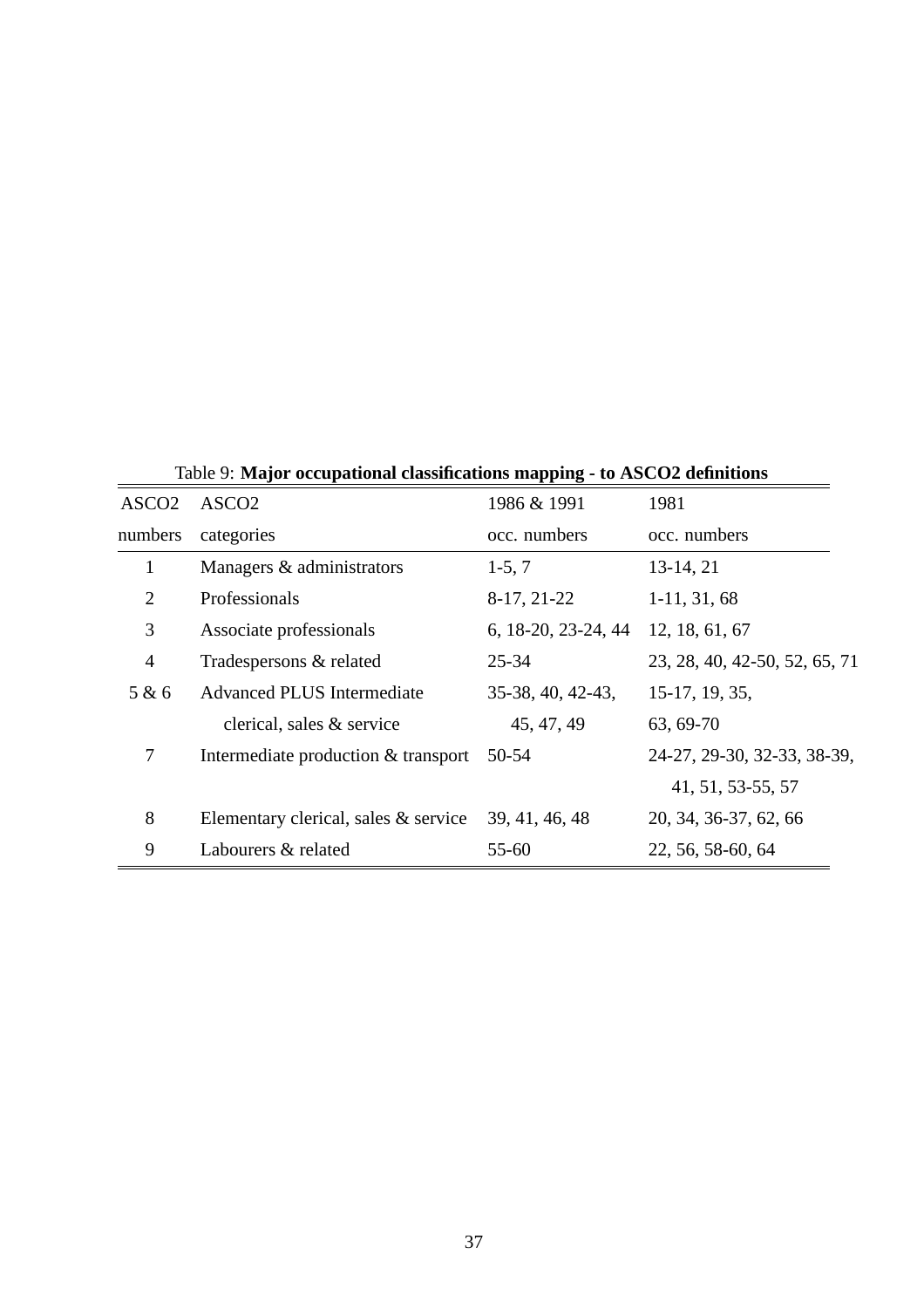Table 9: **Major occupational classifications mapping - to ASCO2 definitions**

| ASCO2 numbers | ASCO2 categories | 1986 & 1991 occ. numbers | 1981 occ. numbers |
|---|---|---|---|
| 1 | Managers & administrators | 1-5, 7 | 13-14, 21 |
| 2 | Professionals | 8-17, 21-22 | 1-11, 31, 68 |
| 3 | Associate professionals | 6, 18-20, 23-24, 44 | 12, 18, 61, 67 |
| 4 | Tradespersons & related | 25-34 | 23, 28, 40, 42-50, 52, 65, 71 |
| 5 & 6 | Advanced PLUS Intermediate clerical, sales & service | 35-38, 40, 42-43, 45, 47, 49 | 15-17, 19, 35, 63, 69-70 |
| 7 | Intermediate production & transport | 50-54 | 24-27, 29-30, 32-33, 38-39, 41, 51, 53-55, 57 |
| 8 | Elementary clerical, sales & service | 39, 41, 46, 48 | 20, 34, 36-37, 62, 66 |
| 9 | Labourers & related | 55-60 | 22, 56, 58-60, 64 |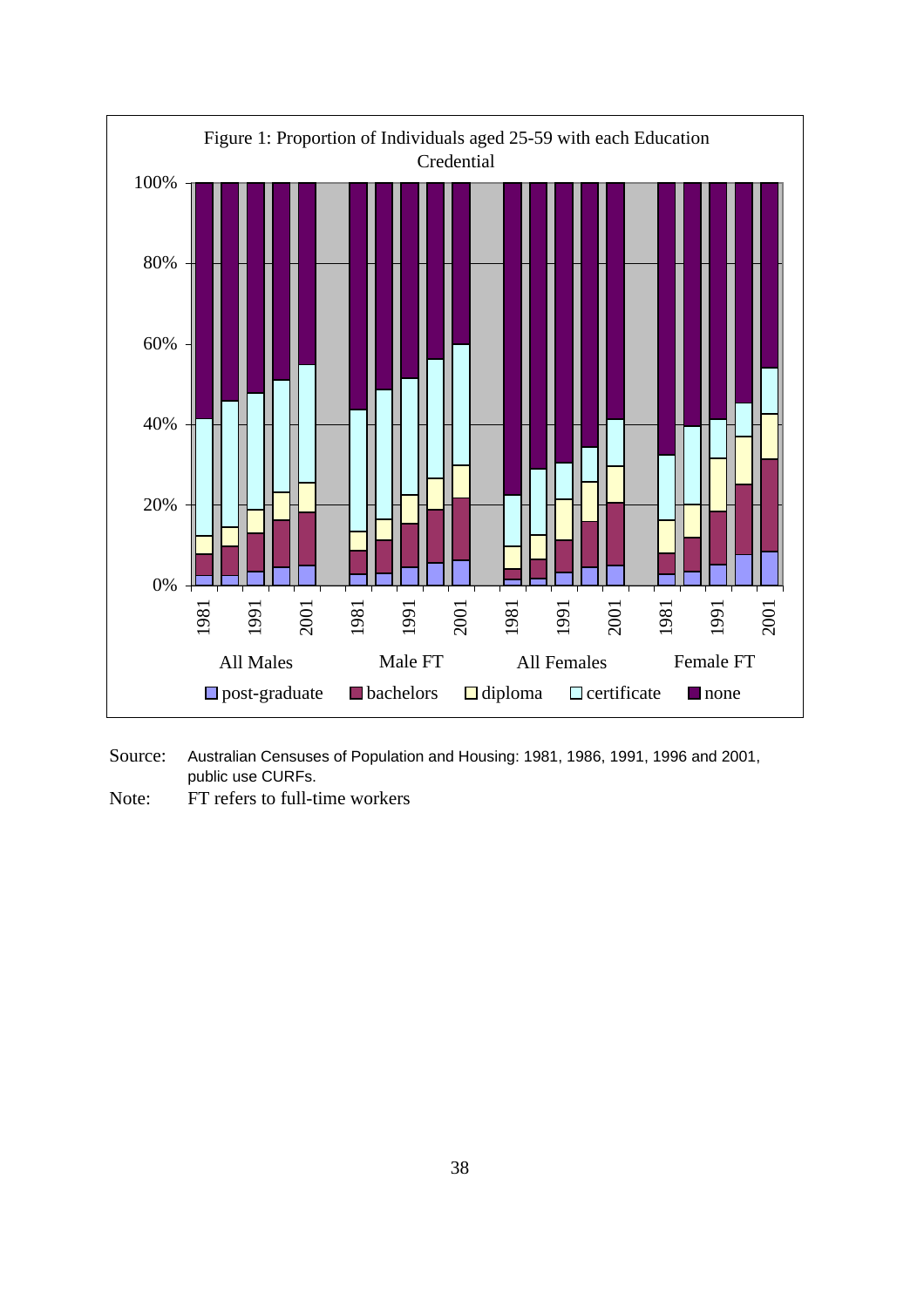Figure 1: Proportion of Individuals aged 25-59 with each Education Credential

Source: Australian Censuses of Population and Housing: 1981, 1986, 1991, 1996 and 2001, public use CURFs.

Note: FT refers to full-time workers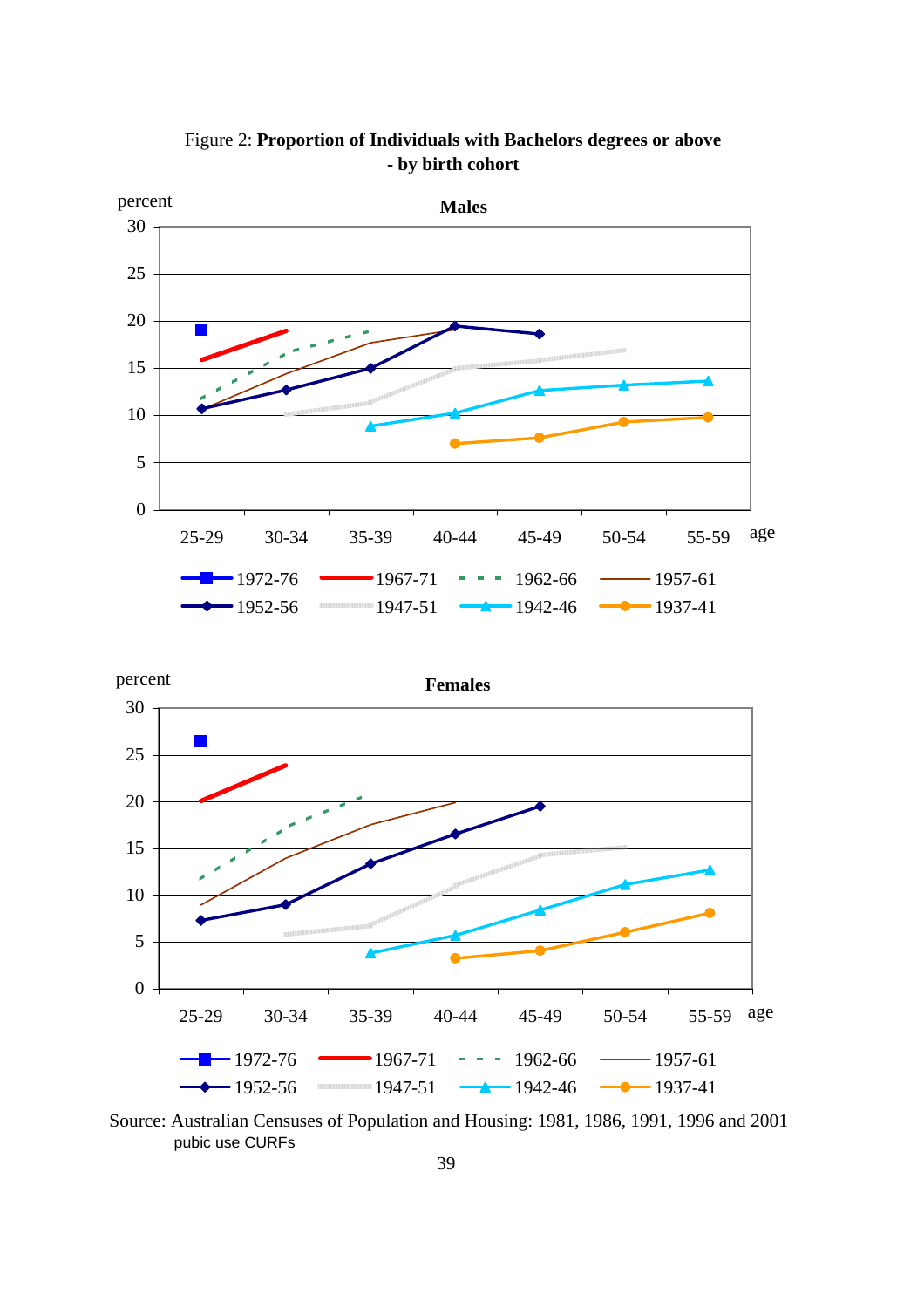Figure 2: **Proportion of Individuals with Bachelors degrees or above - by birth cohort**

**Males**

percent

age: 25-29, 30-34, 35-39, 40-44, 45-49, 50-54, 55-59

Legend: 1972-76, 1967-71, 1962-66, 1957-61, 1952-56, 1947-51, 1942-46, 1937-41

**Females**

percent

age: 25-29, 30-34, 35-39, 40-44, 45-49, 50-54, 55-59

Legend: 1972-76, 1967-71, 1962-66, 1957-61, 1952-56, 1947-51, 1942-46, 1937-41

Source: Australian Censuses of Population and Housing: 1981, 1986, 1991, 1996 and 2001 pubic use CURFs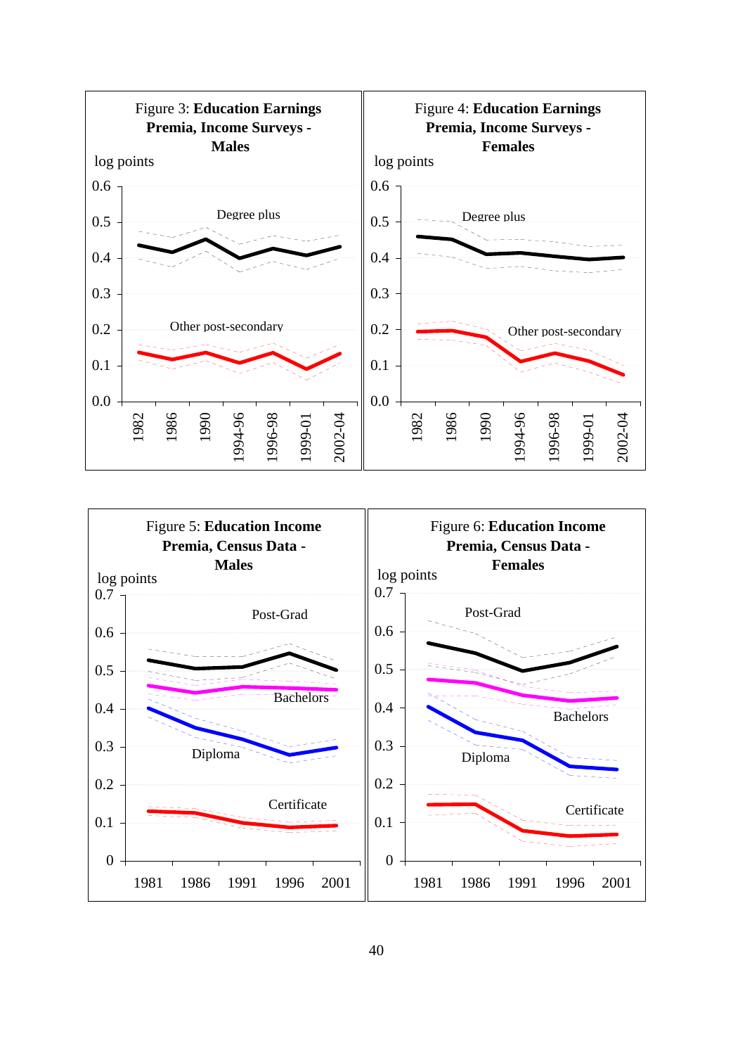Figure 3: **Education Earnings Premia, Income Surveys - Males**

Figure 4: **Education Earnings Premia, Income Surveys - Females**

Figure 5: **Education Income Premia, Census Data - Males**

Figure 6: **Education Income Premia, Census Data - Females**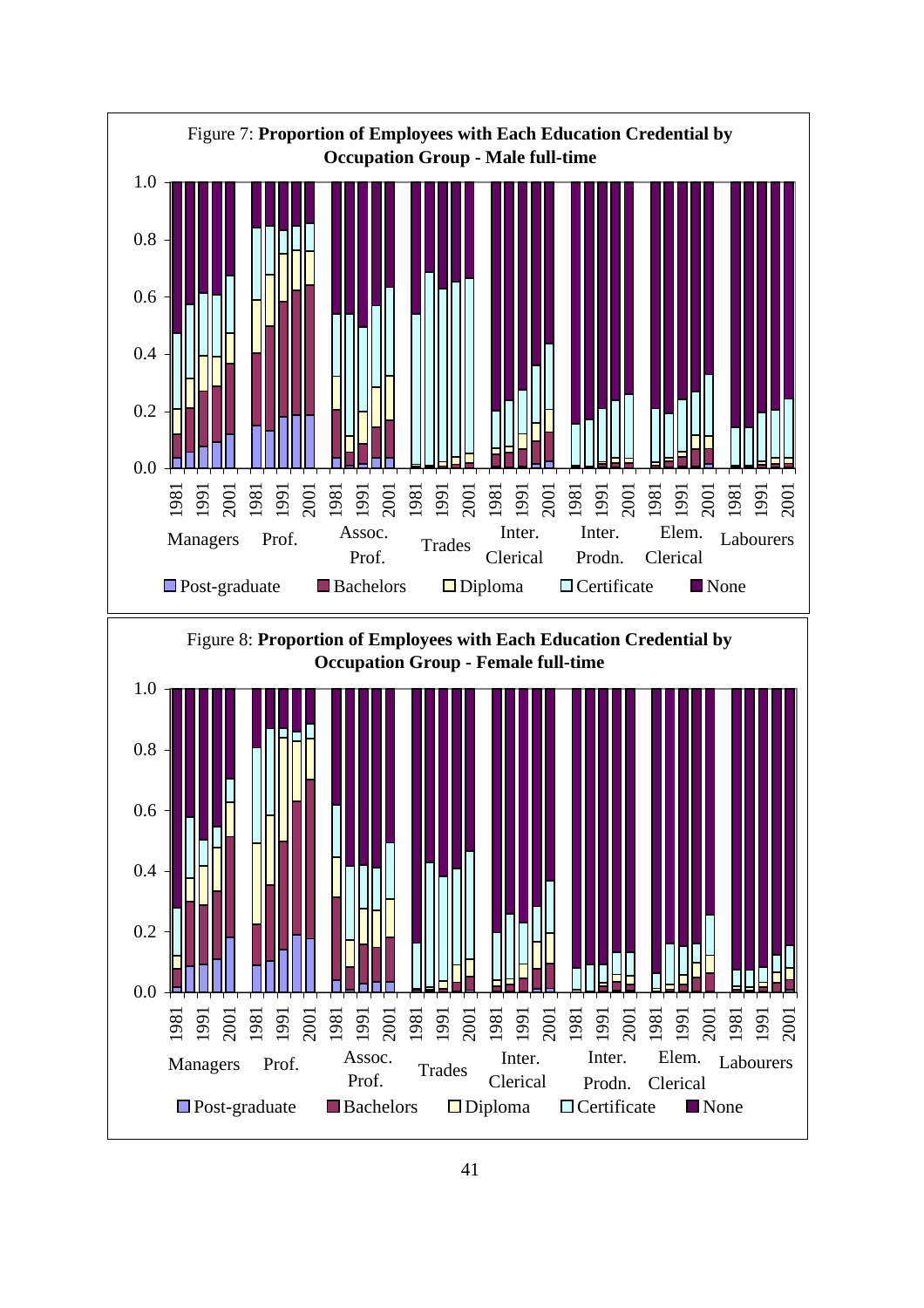Figure 7: **Proportion of Employees with Each Education Credential by Occupation Group - Male full-time**

Figure 8: **Proportion of Employees with Each Education Credential by Occupation Group - Female full-time**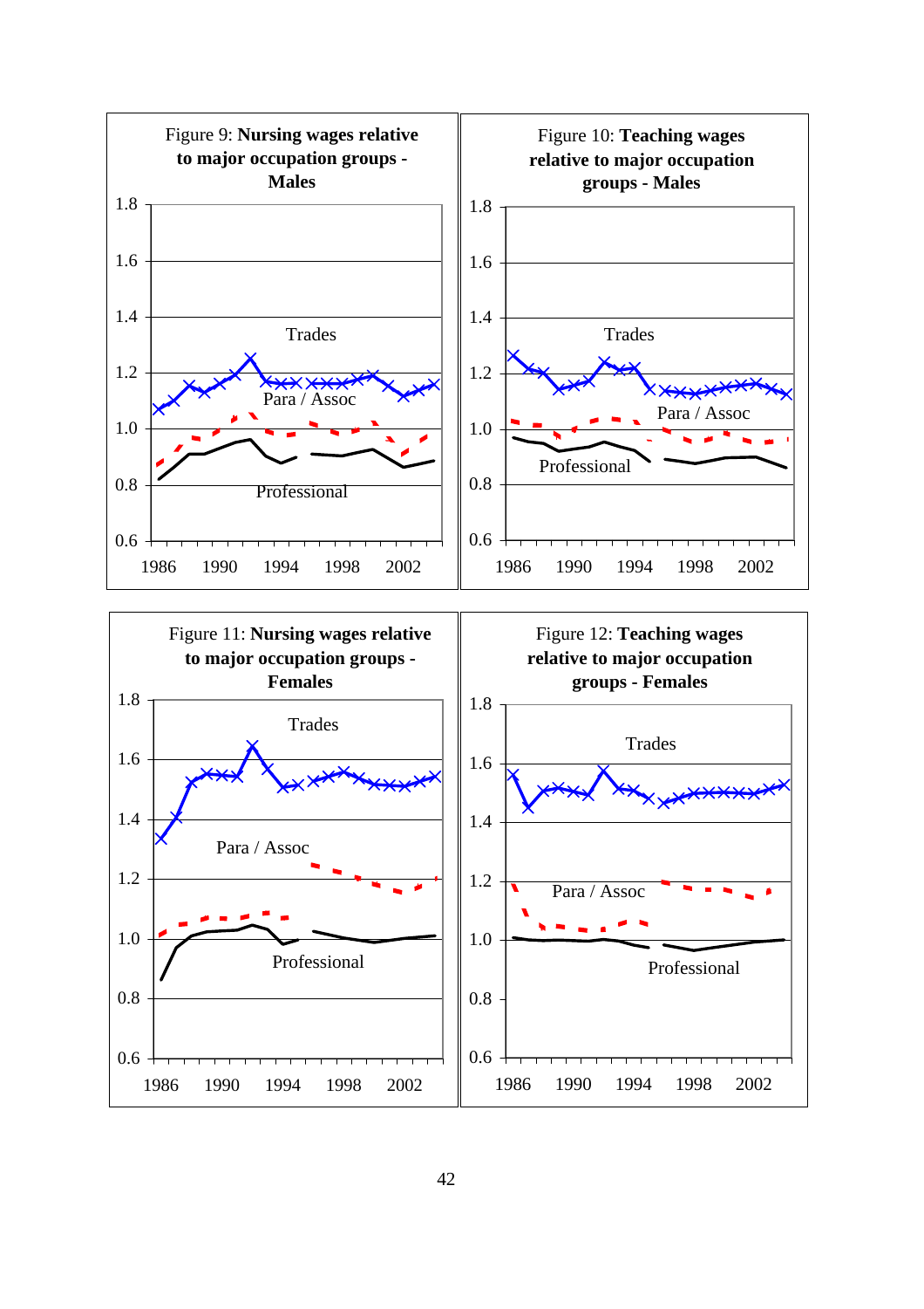Figure 9: **Nursing wages relative to major occupation groups - Males**

1.8
1.6
1.4
1.2
1.0
0.8
0.6

1986 1990 1994 1998 2002

Trades

Para / Assoc

Professional

Figure 10: **Teaching wages relative to major occupation groups - Males**

1.8
1.6
1.4
1.2
1.0
0.8
0.6

1986 1990 1994 1998 2002

Trades

Para / Assoc

Professional

Figure 11: **Nursing wages relative to major occupation groups - Females**

1.8
1.6
1.4
1.2
1.0
0.8
0.6

1986 1990 1994 1998 2002

Trades

Para / Assoc

Professional

Figure 12: **Teaching wages relative to major occupation groups - Females**

1.8
1.6
1.4
1.2
1.0
0.8
0.6

1986 1990 1994 1998 2002

Trades

Para / Assoc

Professional